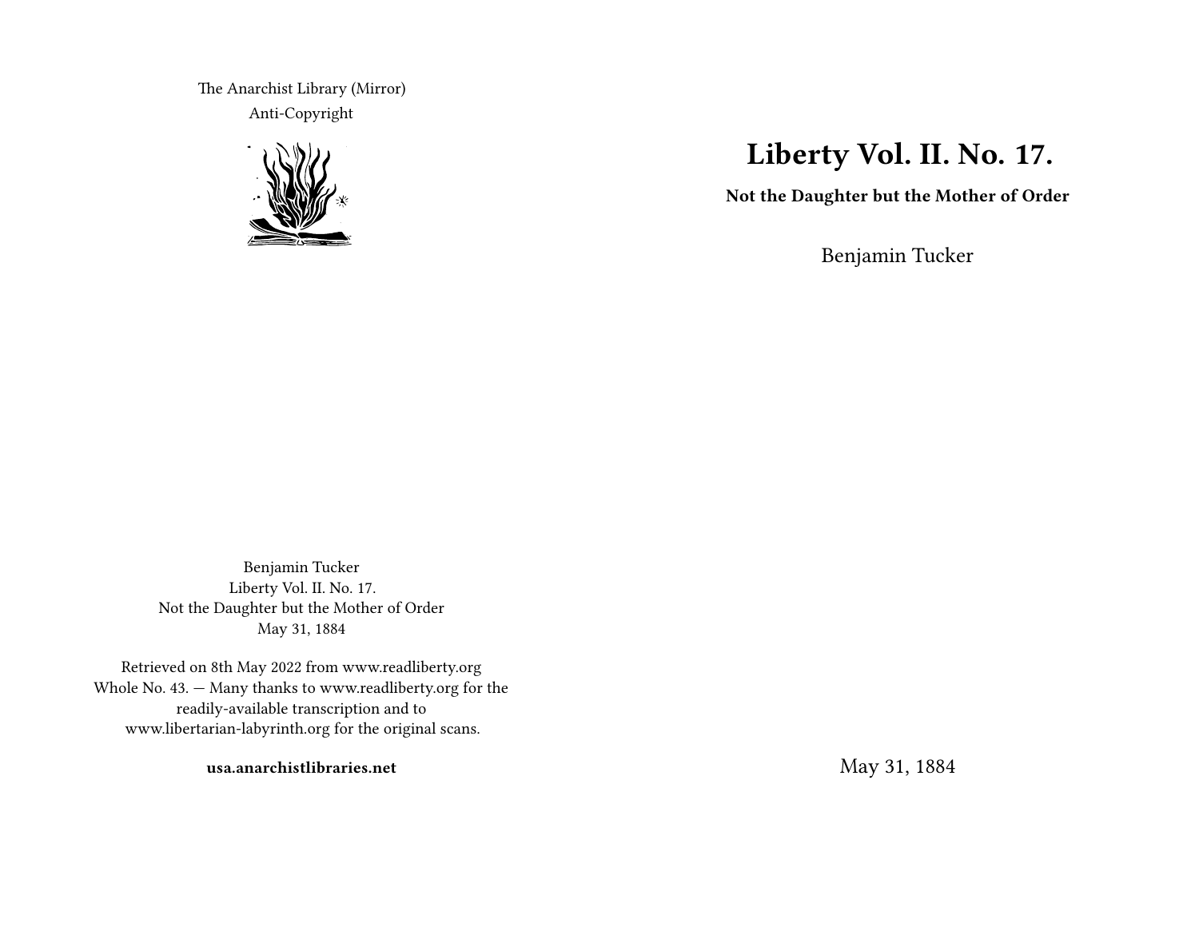The Anarchist Library (Mirror)

Anti-Copyright

# Liberty Vol. II. No. 17.

**Not the Daughter but the Mother of Order**

Benjamin Tucker

May 31, 1884

Benjamin Tucker
Liberty Vol. II. No. 17.
Not the Daughter but the Mother of Order
May 31, 1884

Retrieved on 8th May 2022 from www.readliberty.org
Whole No. 43. — Many thanks to www.readliberty.org for the readily-available transcription and to www.libertarian-labyrinth.org for the original scans.

**usa.anarchistlibraries.net**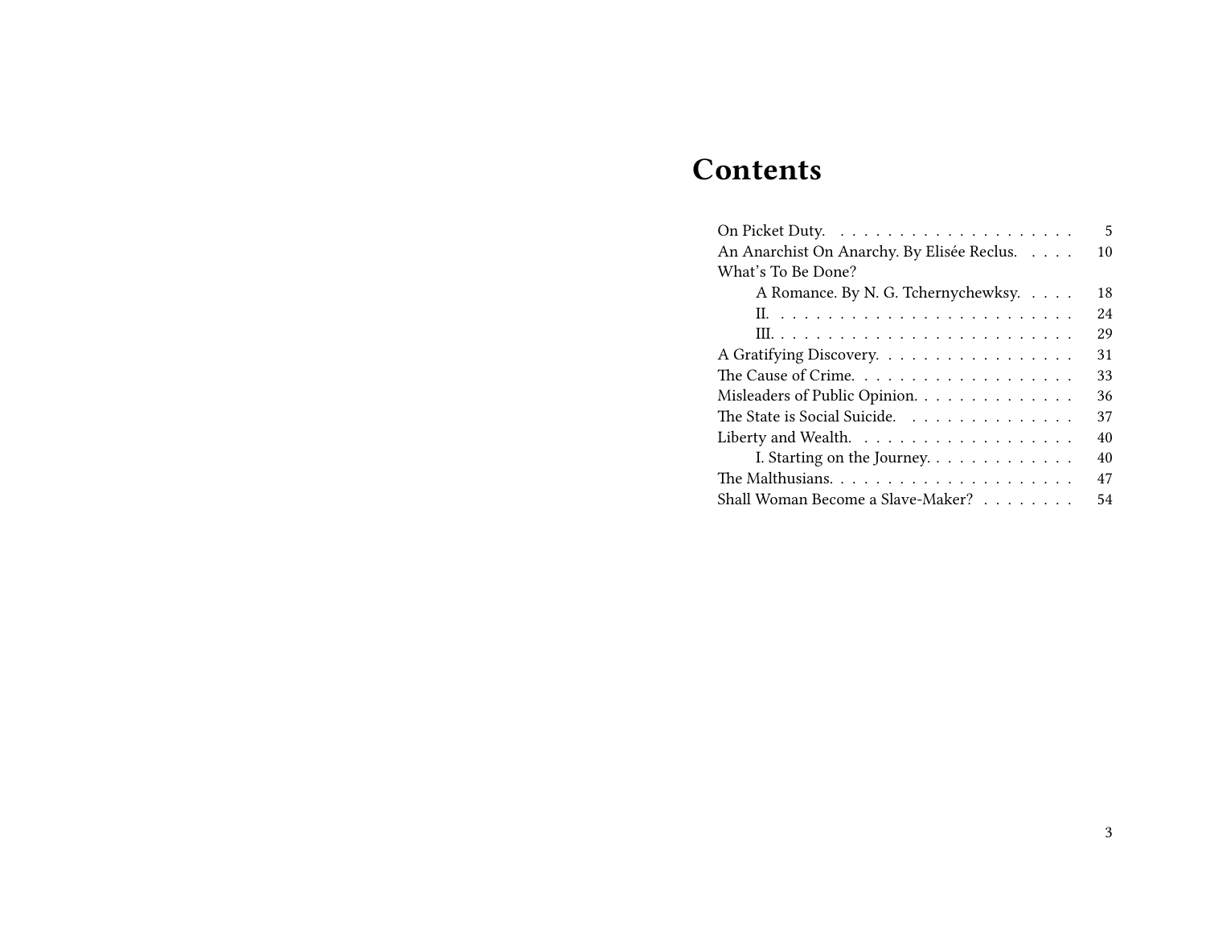# Contents

- On Picket Duty. 5
- An Anarchist On Anarchy. By Elisée Reclus. 10
- What's To Be Done?
  - A Romance. By N. G. Tchernychewksy. 18
  - II. 24
  - III. 29
- A Gratifying Discovery. 31
- The Cause of Crime. 33
- Misleaders of Public Opinion. 36
- The State is Social Suicide. 37
- Liberty and Wealth. 40
  - I. Starting on the Journey. 40
- The Malthusians. 47
- Shall Woman Become a Slave-Maker? 54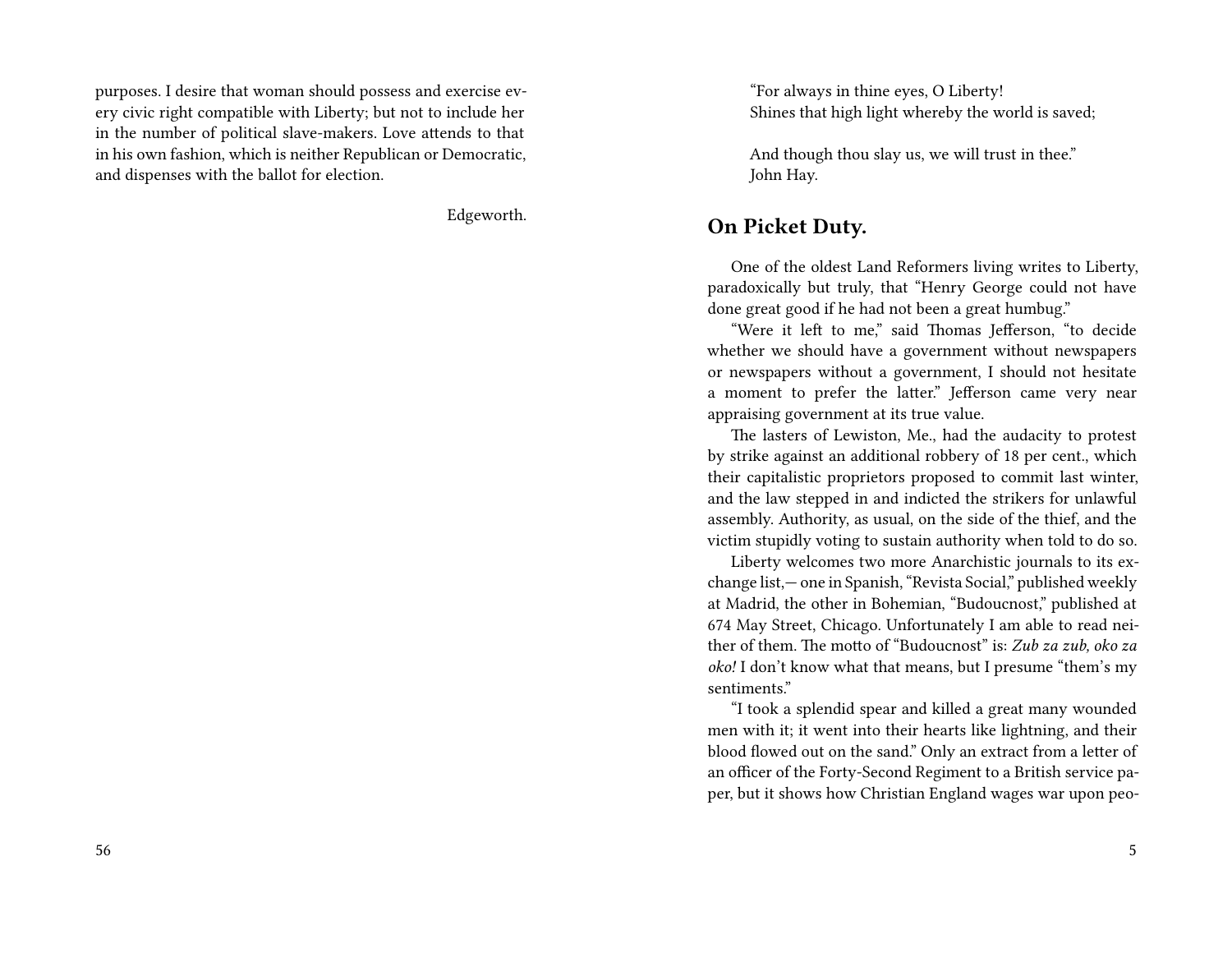purposes. I desire that woman should possess and exercise every civic right compatible with Liberty; but not to include her in the number of political slave-makers. Love attends to that in his own fashion, which is neither Republican or Democratic, and dispenses with the ballot for election.

Edgeworth.

“For always in thine eyes, O Liberty!
Shines that high light whereby the world is saved;

And though thou slay us, we will trust in thee.”
John Hay.

## On Picket Duty.

One of the oldest Land Reformers living writes to Liberty, paradoxically but truly, that “Henry George could not have done great good if he had not been a great humbug.”

“Were it left to me,” said Thomas Jefferson, “to decide whether we should have a government without newspapers or newspapers without a government, I should not hesitate a moment to prefer the latter.” Jefferson came very near appraising government at its true value.

The lasters of Lewiston, Me., had the audacity to protest by strike against an additional robbery of 18 per cent., which their capitalistic proprietors proposed to commit last winter, and the law stepped in and indicted the strikers for unlawful assembly. Authority, as usual, on the side of the thief, and the victim stupidly voting to sustain authority when told to do so.

Liberty welcomes two more Anarchistic journals to its exchange list,— one in Spanish, “Revista Social,” published weekly at Madrid, the other in Bohemian, “Budoucnost,” published at 674 May Street, Chicago. Unfortunately I am able to read neither of them. The motto of “Budoucnost” is: *Zub za zub, oko za oko!* I don’t know what that means, but I presume “them’s my sentiments.”

“I took a splendid spear and killed a great many wounded men with it; it went into their hearts like lightning, and their blood flowed out on the sand.” Only an extract from a letter of an officer of the Forty-Second Regiment to a British service paper, but it shows how Christian England wages war upon peo-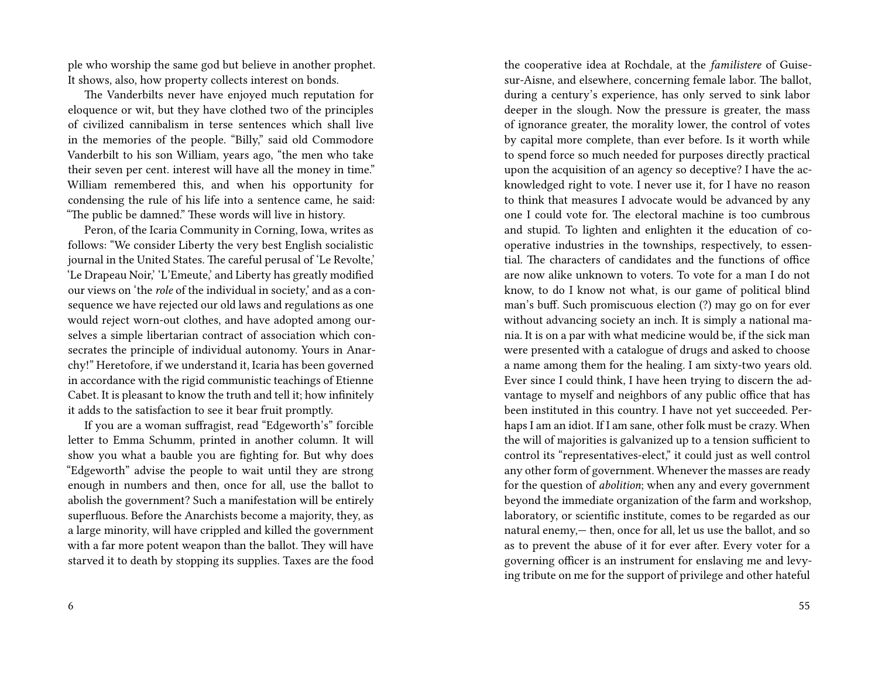ple who worship the same god but believe in another prophet. It shows, also, how property collects interest on bonds.

The Vanderbilts never have enjoyed much reputation for eloquence or wit, but they have clothed two of the principles of civilized cannibalism in terse sentences which shall live in the memories of the people. "Billy," said old Commodore Vanderbilt to his son William, years ago, "the men who take their seven per cent. interest will have all the money in time." William remembered this, and when his opportunity for condensing the rule of his life into a sentence came, he said: "The public be damned." These words will live in history.

Peron, of the Icaria Community in Corning, Iowa, writes as follows: "We consider Liberty the very best English socialistic journal in the United States. The careful perusal of 'Le Revolte,' 'Le Drapeau Noir,' 'L'Emeute,' and Liberty has greatly modified our views on 'the *role* of the individual in society,' and as a consequence we have rejected our old laws and regulations as one would reject worn-out clothes, and have adopted among ourselves a simple libertarian contract of association which consecrates the principle of individual autonomy. Yours in Anarchy!" Heretofore, if we understand it, Icaria has been governed in accordance with the rigid communistic teachings of Etienne Cabet. It is pleasant to know the truth and tell it; how infinitely it adds to the satisfaction to see it bear fruit promptly.

If you are a woman suffragist, read "Edgeworth's" forcible letter to Emma Schumm, printed in another column. It will show you what a bauble you are fighting for. But why does "Edgeworth" advise the people to wait until they are strong enough in numbers and then, once for all, use the ballot to abolish the government? Such a manifestation will be entirely superfluous. Before the Anarchists become a majority, they, as a large minority, will have crippled and killed the government with a far more potent weapon than the ballot. They will have starved it to death by stopping its supplies. Taxes are the food

the cooperative idea at Rochdale, at the *familistere* of Guise-sur-Aisne, and elsewhere, concerning female labor. The ballot, during a century's experience, has only served to sink labor deeper in the slough. Now the pressure is greater, the mass of ignorance greater, the morality lower, the control of votes by capital more complete, than ever before. Is it worth while to spend force so much needed for purposes directly practical upon the acquisition of an agency so deceptive? I have the acknowledged right to vote. I never use it, for I have no reason to think that measures I advocate would be advanced by any one I could vote for. The electoral machine is too cumbrous and stupid. To lighten and enlighten it the education of cooperative industries in the townships, respectively, to essential. The characters of candidates and the functions of office are now alike unknown to voters. To vote for a man I do not know, to do I know not what, is our game of political blind man's buff. Such promiscuous election (?) may go on for ever without advancing society an inch. It is simply a national mania. It is on a par with what medicine would be, if the sick man were presented with a catalogue of drugs and asked to choose a name among them for the healing. I am sixty-two years old. Ever since I could think, I have heen trying to discern the advantage to myself and neighbors of any public office that has been instituted in this country. I have not yet succeeded. Perhaps I am an idiot. If I am sane, other folk must be crazy. When the will of majorities is galvanized up to a tension sufficient to control its "representatives-elect," it could just as well control any other form of government. Whenever the masses are ready for the question of *abolition*; when any and every government beyond the immediate organization of the farm and workshop, laboratory, or scientific institute, comes to be regarded as our natural enemy,— then, once for all, let us use the ballot, and so as to prevent the abuse of it for ever after. Every voter for a governing officer is an instrument for enslaving me and levying tribute on me for the support of privilege and other hateful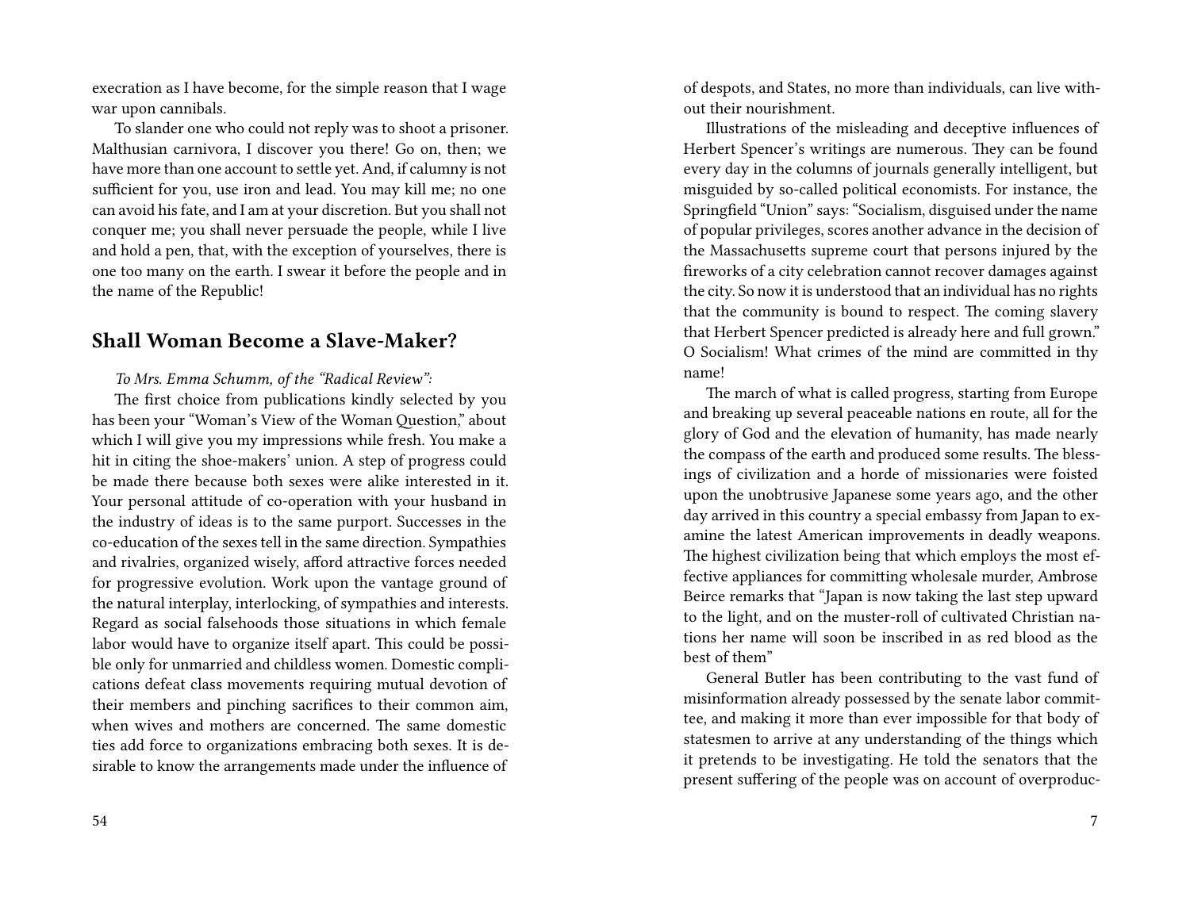execration as I have become, for the simple reason that I wage war upon cannibals.

To slander one who could not reply was to shoot a prisoner. Malthusian carnivora, I discover you there! Go on, then; we have more than one account to settle yet. And, if calumny is not sufficient for you, use iron and lead. You may kill me; no one can avoid his fate, and I am at your discretion. But you shall not conquer me; you shall never persuade the people, while I live and hold a pen, that, with the exception of yourselves, there is one too many on the earth. I swear it before the people and in the name of the Republic!

## Shall Woman Become a Slave-Maker?

*To Mrs. Emma Schumm, of the "Radical Review":*

The first choice from publications kindly selected by you has been your "Woman's View of the Woman Question," about which I will give you my impressions while fresh. You make a hit in citing the shoe-makers' union. A step of progress could be made there because both sexes were alike interested in it. Your personal attitude of co-operation with your husband in the industry of ideas is to the same purport. Successes in the co-education of the sexes tell in the same direction. Sympathies and rivalries, organized wisely, afford attractive forces needed for progressive evolution. Work upon the vantage ground of the natural interplay, interlocking, of sympathies and interests. Regard as social falsehoods those situations in which female labor would have to organize itself apart. This could be possible only for unmarried and childless women. Domestic complications defeat class movements requiring mutual devotion of their members and pinching sacrifices to their common aim, when wives and mothers are concerned. The same domestic ties add force to organizations embracing both sexes. It is desirable to know the arrangements made under the influence of

of despots, and States, no more than individuals, can live without their nourishment.

Illustrations of the misleading and deceptive influences of Herbert Spencer's writings are numerous. They can be found every day in the columns of journals generally intelligent, but misguided by so-called political economists. For instance, the Springfield "Union" says: "Socialism, disguised under the name of popular privileges, scores another advance in the decision of the Massachusetts supreme court that persons injured by the fireworks of a city celebration cannot recover damages against the city. So now it is understood that an individual has no rights that the community is bound to respect. The coming slavery that Herbert Spencer predicted is already here and full grown." O Socialism! What crimes of the mind are committed in thy name!

The march of what is called progress, starting from Europe and breaking up several peaceable nations en route, all for the glory of God and the elevation of humanity, has made nearly the compass of the earth and produced some results. The blessings of civilization and a horde of missionaries were foisted upon the unobtrusive Japanese some years ago, and the other day arrived in this country a special embassy from Japan to examine the latest American improvements in deadly weapons. The highest civilization being that which employs the most effective appliances for committing wholesale murder, Ambrose Beirce remarks that "Japan is now taking the last step upward to the light, and on the muster-roll of cultivated Christian nations her name will soon be inscribed in as red blood as the best of them"

General Butler has been contributing to the vast fund of misinformation already possessed by the senate labor committee, and making it more than ever impossible for that body of statesmen to arrive at any understanding of the things which it pretends to be investigating. He told the senators that the present suffering of the people was on account of overproduc-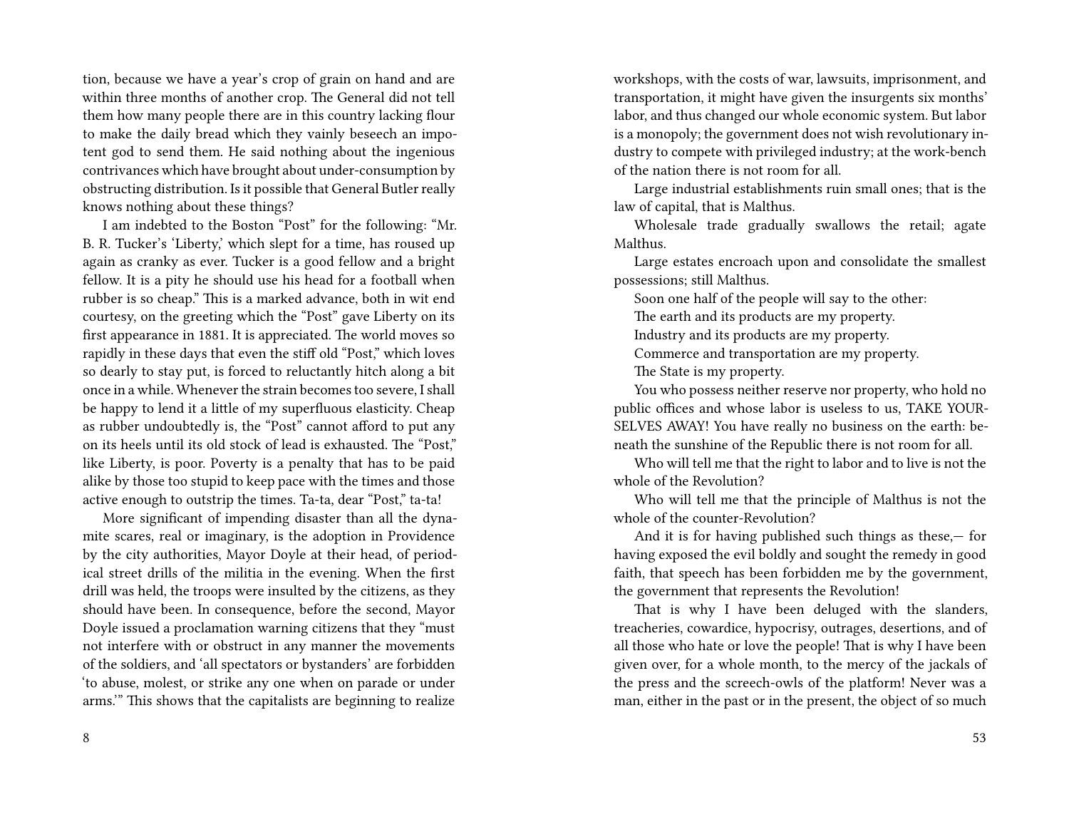tion, because we have a year's crop of grain on hand and are within three months of another crop. The General did not tell them how many people there are in this country lacking flour to make the daily bread which they vainly beseech an impotent god to send them. He said nothing about the ingenious contrivances which have brought about under-consumption by obstructing distribution. Is it possible that General Butler really knows nothing about these things?

I am indebted to the Boston "Post" for the following: "Mr. B. R. Tucker's 'Liberty,' which slept for a time, has roused up again as cranky as ever. Tucker is a good fellow and a bright fellow. It is a pity he should use his head for a football when rubber is so cheap." This is a marked advance, both in wit end courtesy, on the greeting which the "Post" gave Liberty on its first appearance in 1881. It is appreciated. The world moves so rapidly in these days that even the stiff old "Post," which loves so dearly to stay put, is forced to reluctantly hitch along a bit once in a while. Whenever the strain becomes too severe, I shall be happy to lend it a little of my superfluous elasticity. Cheap as rubber undoubtedly is, the "Post" cannot afford to put any on its heels until its old stock of lead is exhausted. The "Post," like Liberty, is poor. Poverty is a penalty that has to be paid alike by those too stupid to keep pace with the times and those active enough to outstrip the times. Ta-ta, dear "Post," ta-ta!

More significant of impending disaster than all the dynamite scares, real or imaginary, is the adoption in Providence by the city authorities, Mayor Doyle at their head, of periodical street drills of the militia in the evening. When the first drill was held, the troops were insulted by the citizens, as they should have been. In consequence, before the second, Mayor Doyle issued a proclamation warning citizens that they "must not interfere with or obstruct in any manner the movements of the soldiers, and 'all spectators or bystanders' are forbidden 'to abuse, molest, or strike any one when on parade or under arms.'" This shows that the capitalists are beginning to realize

workshops, with the costs of war, lawsuits, imprisonment, and transportation, it might have given the insurgents six months' labor, and thus changed our whole economic system. But labor is a monopoly; the government does not wish revolutionary industry to compete with privileged industry; at the work-bench of the nation there is not room for all.

Large industrial establishments ruin small ones; that is the law of capital, that is Malthus.

Wholesale trade gradually swallows the retail; agate Malthus.

Large estates encroach upon and consolidate the smallest possessions; still Malthus.

Soon one half of the people will say to the other:

The earth and its products are my property.

Industry and its products are my property.

Commerce and transportation are my property.

The State is my property.

You who possess neither reserve nor property, who hold no public offices and whose labor is useless to us, TAKE YOURSELVES AWAY! You have really no business on the earth: beneath the sunshine of the Republic there is not room for all.

Who will tell me that the right to labor and to live is not the whole of the Revolution?

Who will tell me that the principle of Malthus is not the whole of the counter-Revolution?

And it is for having published such things as these,— for having exposed the evil boldly and sought the remedy in good faith, that speech has been forbidden me by the government, the government that represents the Revolution!

That is why I have been deluged with the slanders, treacheries, cowardice, hypocrisy, outrages, desertions, and of all those who hate or love the people! That is why I have been given over, for a whole month, to the mercy of the jackals of the press and the screech-owls of the platform! Never was a man, either in the past or in the present, the object of so much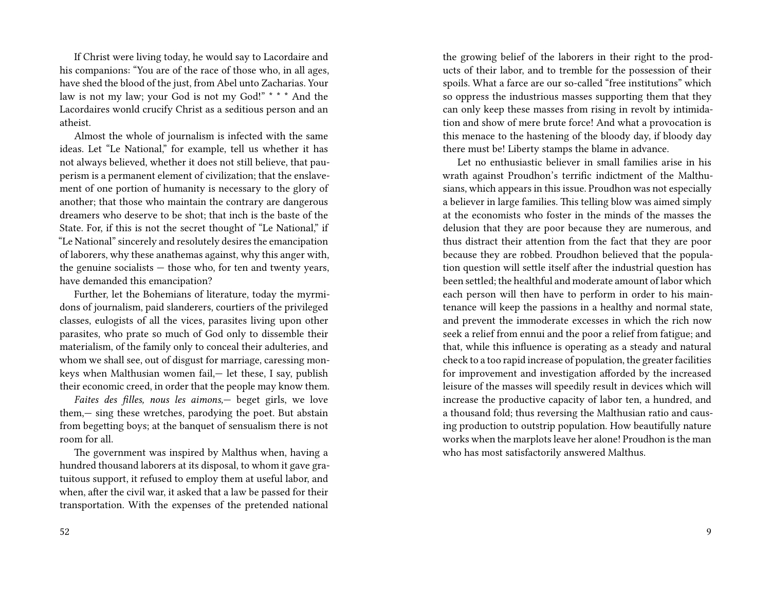If Christ were living today, he would say to Lacordaire and his companions: "You are of the race of those who, in all ages, have shed the blood of the just, from Abel unto Zacharias. Your law is not my law; your God is not my God!" * * * And the Lacordaires wonld crucify Christ as a seditious person and an atheist.

Almost the whole of journalism is infected with the same ideas. Let "Le National," for example, tell us whether it has not always believed, whether it does not still believe, that pauperism is a permanent element of civilization; that the enslavement of one portion of humanity is necessary to the glory of another; that those who maintain the contrary are dangerous dreamers who deserve to be shot; that inch is the baste of the State. For, if this is not the secret thought of "Le National," if "Le National" sincerely and resolutely desires the emancipation of laborers, why these anathemas against, why this anger with, the genuine socialists — those who, for ten and twenty years, have demanded this emancipation?

Further, let the Bohemians of literature, today the myrmidons of journalism, paid slanderers, courtiers of the privileged classes, eulogists of all the vices, parasites living upon other parasites, who prate so much of God only to dissemble their materialism, of the family only to conceal their adulteries, and whom we shall see, out of disgust for marriage, caressing monkeys when Malthusian women fail,— let these, I say, publish their economic creed, in order that the people may know them.

*Faites des filles, nous les aimons,*— beget girls, we love them,— sing these wretches, parodying the poet. But abstain from begetting boys; at the banquet of sensualism there is not room for all.

The government was inspired by Malthus when, having a hundred thousand laborers at its disposal, to whom it gave gratuitous support, it refused to employ them at useful labor, and when, after the civil war, it asked that a law be passed for their transportation. With the expenses of the pretended national

the growing belief of the laborers in their right to the products of their labor, and to tremble for the possession of their spoils. What a farce are our so-called "free institutions" which so oppress the industrious masses supporting them that they can only keep these masses from rising in revolt by intimidation and show of mere brute force! And what a provocation is this menace to the hastening of the bloody day, if bloody day there must be! Liberty stamps the blame in advance.

Let no enthusiastic believer in small families arise in his wrath against Proudhon's terrific indictment of the Malthusians, which appears in this issue. Proudhon was not especially a believer in large families. This telling blow was aimed simply at the economists who foster in the minds of the masses the delusion that they are poor because they are numerous, and thus distract their attention from the fact that they are poor because they are robbed. Proudhon believed that the population question will settle itself after the industrial question has been settled; the healthful and moderate amount of labor which each person will then have to perform in order to his maintenance will keep the passions in a healthy and normal state, and prevent the immoderate excesses in which the rich now seek a relief from ennui and the poor a relief from fatigue; and that, while this influence is operating as a steady and natural check to a too rapid increase of population, the greater facilities for improvement and investigation afforded by the increased leisure of the masses will speedily result in devices which will increase the productive capacity of labor ten, a hundred, and a thousand fold; thus reversing the Malthusian ratio and causing production to outstrip population. How beautifully nature works when the marplots leave her alone! Proudhon is the man who has most satisfactorily answered Malthus.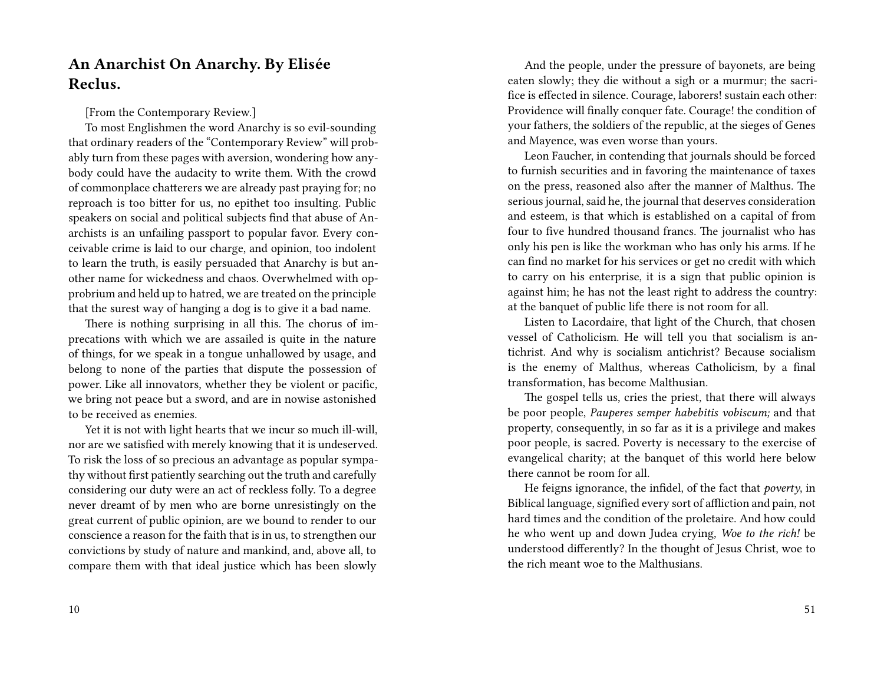## An Anarchist On Anarchy. By Elisée Reclus.

[From the Contemporary Review.]

To most Englishmen the word Anarchy is so evil-sounding that ordinary readers of the "Contemporary Review" will probably turn from these pages with aversion, wondering how anybody could have the audacity to write them. With the crowd of commonplace chatterers we are already past praying for; no reproach is too bitter for us, no epithet too insulting. Public speakers on social and political subjects find that abuse of Anarchists is an unfailing passport to popular favor. Every conceivable crime is laid to our charge, and opinion, too indolent to learn the truth, is easily persuaded that Anarchy is but another name for wickedness and chaos. Overwhelmed with opprobrium and held up to hatred, we are treated on the principle that the surest way of hanging a dog is to give it a bad name.

There is nothing surprising in all this. The chorus of imprecations with which we are assailed is quite in the nature of things, for we speak in a tongue unhallowed by usage, and belong to none of the parties that dispute the possession of power. Like all innovators, whether they be violent or pacific, we bring not peace but a sword, and are in nowise astonished to be received as enemies.

Yet it is not with light hearts that we incur so much ill-will, nor are we satisfied with merely knowing that it is undeserved. To risk the loss of so precious an advantage as popular sympathy without first patiently searching out the truth and carefully considering our duty were an act of reckless folly. To a degree never dreamt of by men who are borne unresistingly on the great current of public opinion, are we bound to render to our conscience a reason for the faith that is in us, to strengthen our convictions by study of nature and mankind, and, above all, to compare them with that ideal justice which has been slowly

And the people, under the pressure of bayonets, are being eaten slowly; they die without a sigh or a murmur; the sacrifice is effected in silence. Courage, laborers! sustain each other: Providence will finally conquer fate. Courage! the condition of your fathers, the soldiers of the republic, at the sieges of Genes and Mayence, was even worse than yours.

Leon Faucher, in contending that journals should be forced to furnish securities and in favoring the maintenance of taxes on the press, reasoned also after the manner of Malthus. The serious journal, said he, the journal that deserves consideration and esteem, is that which is established on a capital of from four to five hundred thousand francs. The journalist who has only his pen is like the workman who has only his arms. If he can find no market for his services or get no credit with which to carry on his enterprise, it is a sign that public opinion is against him; he has not the least right to address the country: at the banquet of public life there is not room for all.

Listen to Lacordaire, that light of the Church, that chosen vessel of Catholicism. He will tell you that socialism is antichrist. And why is socialism antichrist? Because socialism is the enemy of Malthus, whereas Catholicism, by a final transformation, has become Malthusian.

The gospel tells us, cries the priest, that there will always be poor people, *Pauperes semper habebitis vobiscum;* and that property, consequently, in so far as it is a privilege and makes poor people, is sacred. Poverty is necessary to the exercise of evangelical charity; at the banquet of this world here below there cannot be room for all.

He feigns ignorance, the infidel, of the fact that *poverty,* in Biblical language, signified every sort of affliction and pain, not hard times and the condition of the proletaire. And how could he who went up and down Judea crying, *Woe to the rich!* be understood differently? In the thought of Jesus Christ, woe to the rich meant woe to the Malthusians.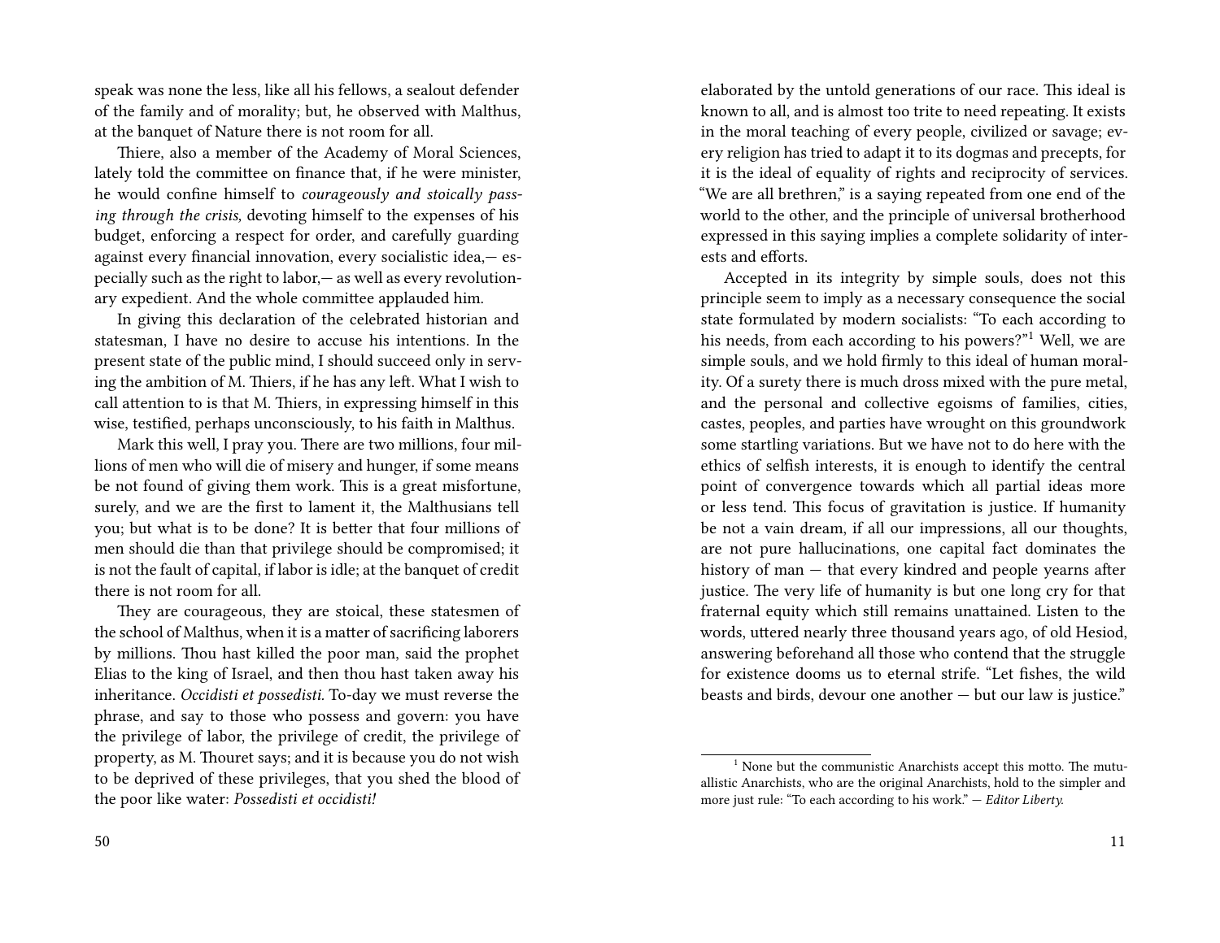speak was none the less, like all his fellows, a sealout defender of the family and of morality; but, he observed with Malthus, at the banquet of Nature there is not room for all.

Thiere, also a member of the Academy of Moral Sciences, lately told the committee on finance that, if he were minister, he would confine himself to *courageously and stoically passing through the crisis,* devoting himself to the expenses of his budget, enforcing a respect for order, and carefully guarding against every financial innovation, every socialistic idea,— especially such as the right to labor,— as well as every revolutionary expedient. And the whole committee applauded him.

In giving this declaration of the celebrated historian and statesman, I have no desire to accuse his intentions. In the present state of the public mind, I should succeed only in serving the ambition of M. Thiers, if he has any left. What I wish to call attention to is that M. Thiers, in expressing himself in this wise, testified, perhaps unconsciously, to his faith in Malthus.

Mark this well, I pray you. There are two millions, four millions of men who will die of misery and hunger, if some means be not found of giving them work. This is a great misfortune, surely, and we are the first to lament it, the Malthusians tell you; but what is to be done? It is better that four millions of men should die than that privilege should be compromised; it is not the fault of capital, if labor is idle; at the banquet of credit there is not room for all.

They are courageous, they are stoical, these statesmen of the school of Malthus, when it is a matter of sacrificing laborers by millions. Thou hast killed the poor man, said the prophet Elias to the king of Israel, and then thou hast taken away his inheritance. *Occidisti et possedisti.* To-day we must reverse the phrase, and say to those who possess and govern: you have the privilege of labor, the privilege of credit, the privilege of property, as M. Thouret says; and it is because you do not wish to be deprived of these privileges, that you shed the blood of the poor like water: *Possedisti et occidisti!*

elaborated by the untold generations of our race. This ideal is known to all, and is almost too trite to need repeating. It exists in the moral teaching of every people, civilized or savage; every religion has tried to adapt it to its dogmas and precepts, for it is the ideal of equality of rights and reciprocity of services. "We are all brethren," is a saying repeated from one end of the world to the other, and the principle of universal brotherhood expressed in this saying implies a complete solidarity of interests and efforts.

Accepted in its integrity by simple souls, does not this principle seem to imply as a necessary consequence the social state formulated by modern socialists: "To each according to his needs, from each according to his powers?"[1] Well, we are simple souls, and we hold firmly to this ideal of human morality. Of a surety there is much dross mixed with the pure metal, and the personal and collective egoisms of families, cities, castes, peoples, and parties have wrought on this groundwork some startling variations. But we have not to do here with the ethics of selfish interests, it is enough to identify the central point of convergence towards which all partial ideas more or less tend. This focus of gravitation is justice. If humanity be not a vain dream, if all our impressions, all our thoughts, are not pure hallucinations, one capital fact dominates the history of man — that every kindred and people yearns after justice. The very life of humanity is but one long cry for that fraternal equity which still remains unattained. Listen to the words, uttered nearly three thousand years ago, of old Hesiod, answering beforehand all those who contend that the struggle for existence dooms us to eternal strife. "Let fishes, the wild beasts and birds, devour one another — but our law is justice."

[1] None but the communistic Anarchists accept this motto. The mutuallistic Anarchists, who are the original Anarchists, hold to the simpler and more just rule: "To each according to his work." — *Editor Liberty.*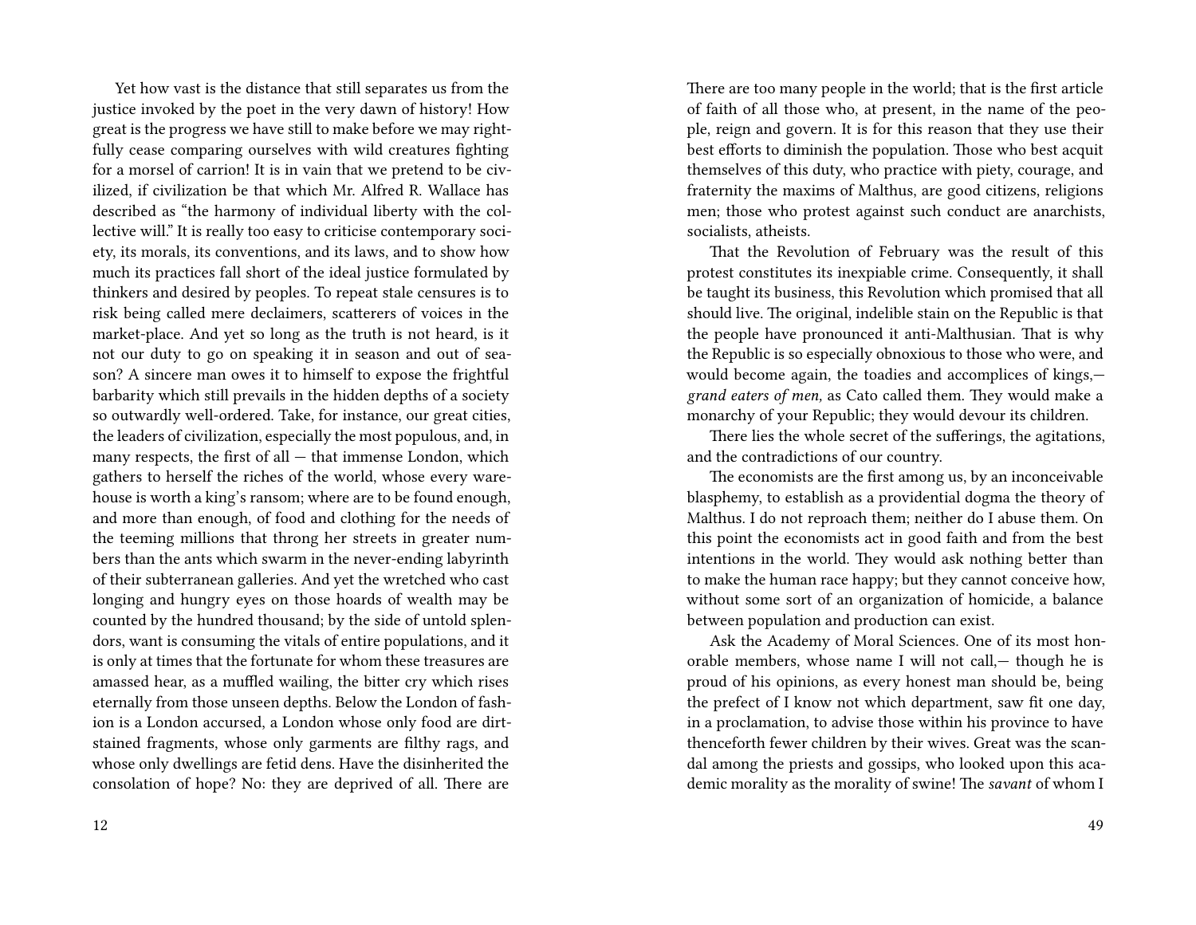Yet how vast is the distance that still separates us from the justice invoked by the poet in the very dawn of history! How great is the progress we have still to make before we may rightfully cease comparing ourselves with wild creatures fighting for a morsel of carrion! It is in vain that we pretend to be civilized, if civilization be that which Mr. Alfred R. Wallace has described as "the harmony of individual liberty with the collective will." It is really too easy to criticise contemporary society, its morals, its conventions, and its laws, and to show how much its practices fall short of the ideal justice formulated by thinkers and desired by peoples. To repeat stale censures is to risk being called mere declaimers, scatterers of voices in the market-place. And yet so long as the truth is not heard, is it not our duty to go on speaking it in season and out of season? A sincere man owes it to himself to expose the frightful barbarity which still prevails in the hidden depths of a society so outwardly well-ordered. Take, for instance, our great cities, the leaders of civilization, especially the most populous, and, in many respects, the first of all — that immense London, which gathers to herself the riches of the world, whose every warehouse is worth a king's ransom; where are to be found enough, and more than enough, of food and clothing for the needs of the teeming millions that throng her streets in greater numbers than the ants which swarm in the never-ending labyrinth of their subterranean galleries. And yet the wretched who cast longing and hungry eyes on those hoards of wealth may be counted by the hundred thousand; by the side of untold splendors, want is consuming the vitals of entire populations, and it is only at times that the fortunate for whom these treasures are amassed hear, as a muffled wailing, the bitter cry which rises eternally from those unseen depths. Below the London of fashion is a London accursed, a London whose only food are dirt-stained fragments, whose only garments are filthy rags, and whose only dwellings are fetid dens. Have the disinherited the consolation of hope? No: they are deprived of all. There are

There are too many people in the world; that is the first article of faith of all those who, at present, in the name of the people, reign and govern. It is for this reason that they use their best efforts to diminish the population. Those who best acquit themselves of this duty, who practice with piety, courage, and fraternity the maxims of Malthus, are good citizens, religions men; those who protest against such conduct are anarchists, socialists, atheists.

That the Revolution of February was the result of this protest constitutes its inexpiable crime. Consequently, it shall be taught its business, this Revolution which promised that all should live. The original, indelible stain on the Republic is that the people have pronounced it anti-Malthusian. That is why the Republic is so especially obnoxious to those who were, and would become again, the toadies and accomplices of kings,— *grand eaters of men,* as Cato called them. They would make a monarchy of your Republic; they would devour its children.

There lies the whole secret of the sufferings, the agitations, and the contradictions of our country.

The economists are the first among us, by an inconceivable blasphemy, to establish as a providential dogma the theory of Malthus. I do not reproach them; neither do I abuse them. On this point the economists act in good faith and from the best intentions in the world. They would ask nothing better than to make the human race happy; but they cannot conceive how, without some sort of an organization of homicide, a balance between population and production can exist.

Ask the Academy of Moral Sciences. One of its most honorable members, whose name I will not call,— though he is proud of his opinions, as every honest man should be, being the prefect of I know not which department, saw fit one day, in a proclamation, to advise those within his province to have thenceforth fewer children by their wives. Great was the scandal among the priests and gossips, who looked upon this academic morality as the morality of swine! The *savant* of whom I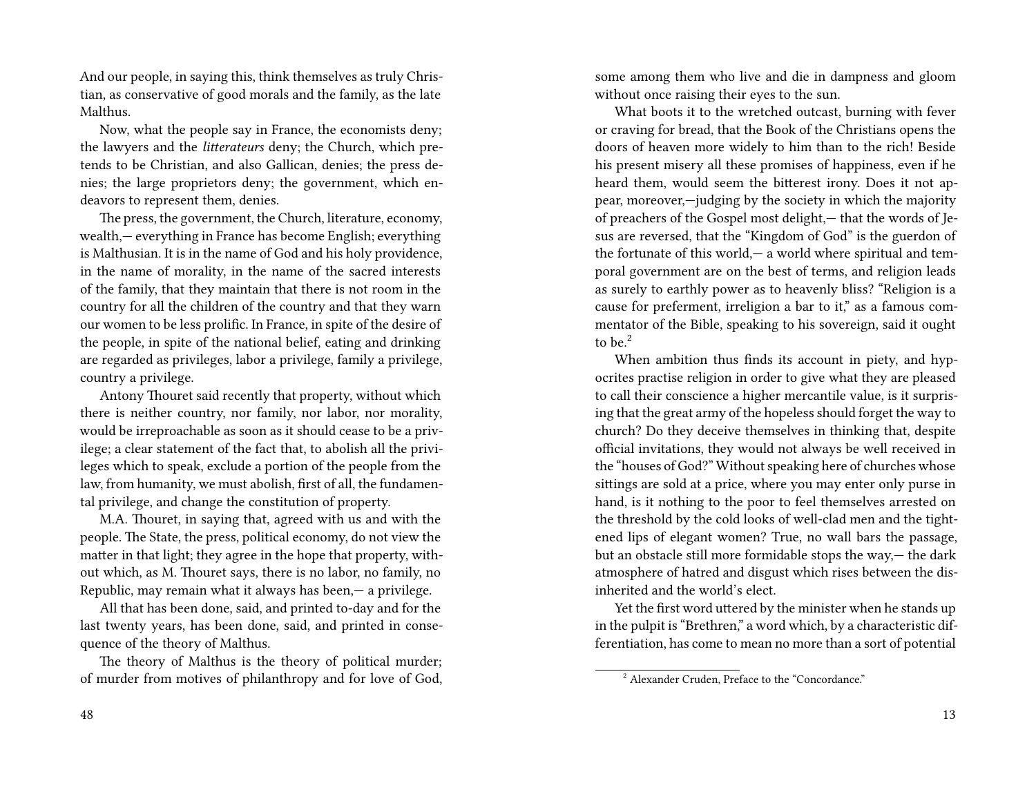And our people, in saying this, think themselves as truly Christian, as conservative of good morals and the family, as the late Malthus.

Now, what the people say in France, the economists deny; the lawyers and the *litterateurs* deny; the Church, which pretends to be Christian, and also Gallican, denies; the press denies; the large proprietors deny; the government, which endeavors to represent them, denies.

The press, the government, the Church, literature, economy, wealth,— everything in France has become English; everything is Malthusian. It is in the name of God and his holy providence, in the name of morality, in the name of the sacred interests of the family, that they maintain that there is not room in the country for all the children of the country and that they warn our women to be less prolific. In France, in spite of the desire of the people, in spite of the national belief, eating and drinking are regarded as privileges, labor a privilege, family a privilege, country a privilege.

Antony Thouret said recently that property, without which there is neither country, nor family, nor labor, nor morality, would be irreproachable as soon as it should cease to be a privilege; a clear statement of the fact that, to abolish all the privileges which to speak, exclude a portion of the people from the law, from humanity, we must abolish, first of all, the fundamental privilege, and change the constitution of property.

M.A. Thouret, in saying that, agreed with us and with the people. The State, the press, political economy, do not view the matter in that light; they agree in the hope that property, without which, as M. Thouret says, there is no labor, no family, no Republic, may remain what it always has been,— a privilege.

All that has been done, said, and printed to-day and for the last twenty years, has been done, said, and printed in consequence of the theory of Malthus.

The theory of Malthus is the theory of political murder; of murder from motives of philanthropy and for love of God,

some among them who live and die in dampness and gloom without once raising their eyes to the sun.

What boots it to the wretched outcast, burning with fever or craving for bread, that the Book of the Christians opens the doors of heaven more widely to him than to the rich! Beside his present misery all these promises of happiness, even if he heard them, would seem the bitterest irony. Does it not appear, moreover,—judging by the society in which the majority of preachers of the Gospel most delight,— that the words of Jesus are reversed, that the "Kingdom of God" is the guerdon of the fortunate of this world,— a world where spiritual and temporal government are on the best of terms, and religion leads as surely to earthly power as to heavenly bliss? "Religion is a cause for preferment, irreligion a bar to it," as a famous commentator of the Bible, speaking to his sovereign, said it ought to be.[2]

When ambition thus finds its account in piety, and hypocrites practise religion in order to give what they are pleased to call their conscience a higher mercantile value, is it surprising that the great army of the hopeless should forget the way to church? Do they deceive themselves in thinking that, despite official invitations, they would not always be well received in the "houses of God?" Without speaking here of churches whose sittings are sold at a price, where you may enter only purse in hand, is it nothing to the poor to feel themselves arrested on the threshold by the cold looks of well-clad men and the tightened lips of elegant women? True, no wall bars the passage, but an obstacle still more formidable stops the way,— the dark atmosphere of hatred and disgust which rises between the disinherited and the world's elect.

Yet the first word uttered by the minister when he stands up in the pulpit is "Brethren," a word which, by a characteristic differentiation, has come to mean no more than a sort of potential

[2] Alexander Cruden, Preface to the "Concordance."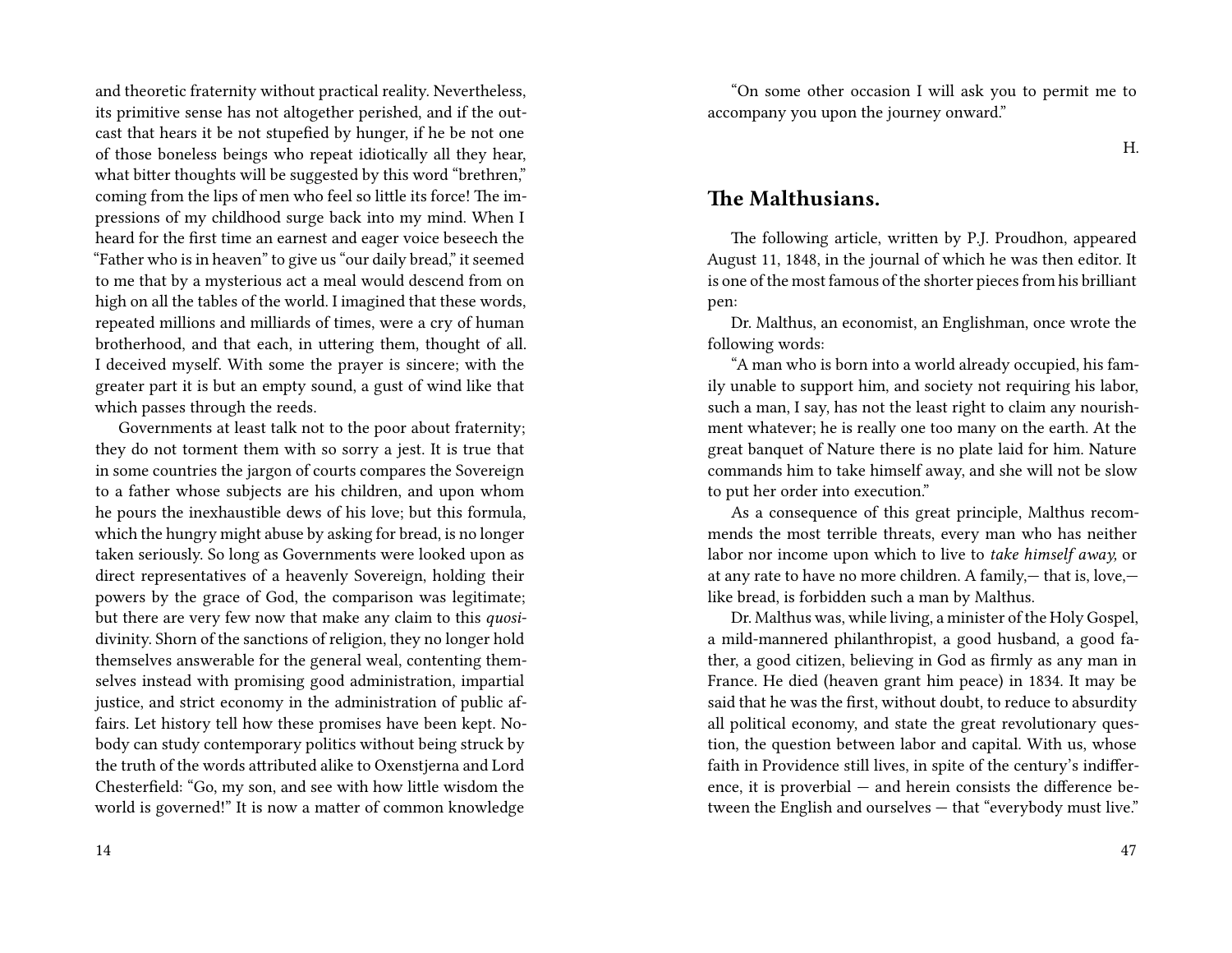and theoretic fraternity without practical reality. Nevertheless, its primitive sense has not altogether perished, and if the outcast that hears it be not stupefied by hunger, if he be not one of those boneless beings who repeat idiotically all they hear, what bitter thoughts will be suggested by this word "brethren," coming from the lips of men who feel so little its force! The impressions of my childhood surge back into my mind. When I heard for the first time an earnest and eager voice beseech the "Father who is in heaven" to give us "our daily bread," it seemed to me that by a mysterious act a meal would descend from on high on all the tables of the world. I imagined that these words, repeated millions and milliards of times, were a cry of human brotherhood, and that each, in uttering them, thought of all. I deceived myself. With some the prayer is sincere; with the greater part it is but an empty sound, a gust of wind like that which passes through the reeds.

Governments at least talk not to the poor about fraternity; they do not torment them with so sorry a jest. It is true that in some countries the jargon of courts compares the Sovereign to a father whose subjects are his children, and upon whom he pours the inexhaustible dews of his love; but this formula, which the hungry might abuse by asking for bread, is no longer taken seriously. So long as Governments were looked upon as direct representatives of a heavenly Sovereign, holding their powers by the grace of God, the comparison was legitimate; but there are very few now that make any claim to this *quosi*-divinity. Shorn of the sanctions of religion, they no longer hold themselves answerable for the general weal, contenting themselves instead with promising good administration, impartial justice, and strict economy in the administration of public affairs. Let history tell how these promises have been kept. Nobody can study contemporary politics without being struck by the truth of the words attributed alike to Oxenstjerna and Lord Chesterfield: "Go, my son, and see with how little wisdom the world is governed!" It is now a matter of common knowledge

"On some other occasion I will ask you to permit me to accompany you upon the journey onward."

H.

## The Malthusians.

The following article, written by P.J. Proudhon, appeared August 11, 1848, in the journal of which he was then editor. It is one of the most famous of the shorter pieces from his brilliant pen:

Dr. Malthus, an economist, an Englishman, once wrote the following words:

"A man who is born into a world already occupied, his family unable to support him, and society not requiring his labor, such a man, I say, has not the least right to claim any nourishment whatever; he is really one too many on the earth. At the great banquet of Nature there is no plate laid for him. Nature commands him to take himself away, and she will not be slow to put her order into execution."

As a consequence of this great principle, Malthus recommends the most terrible threats, every man who has neither labor nor income upon which to live to *take himself away,* or at any rate to have no more children. A family,— that is, love,— like bread, is forbidden such a man by Malthus.

Dr. Malthus was, while living, a minister of the Holy Gospel, a mild-mannered philanthropist, a good husband, a good father, a good citizen, believing in God as firmly as any man in France. He died (heaven grant him peace) in 1834. It may be said that he was the first, without doubt, to reduce to absurdity all political economy, and state the great revolutionary question, the question between labor and capital. With us, whose faith in Providence still lives, in spite of the century's indifference, it is proverbial — and herein consists the difference between the English and ourselves — that "everybody must live."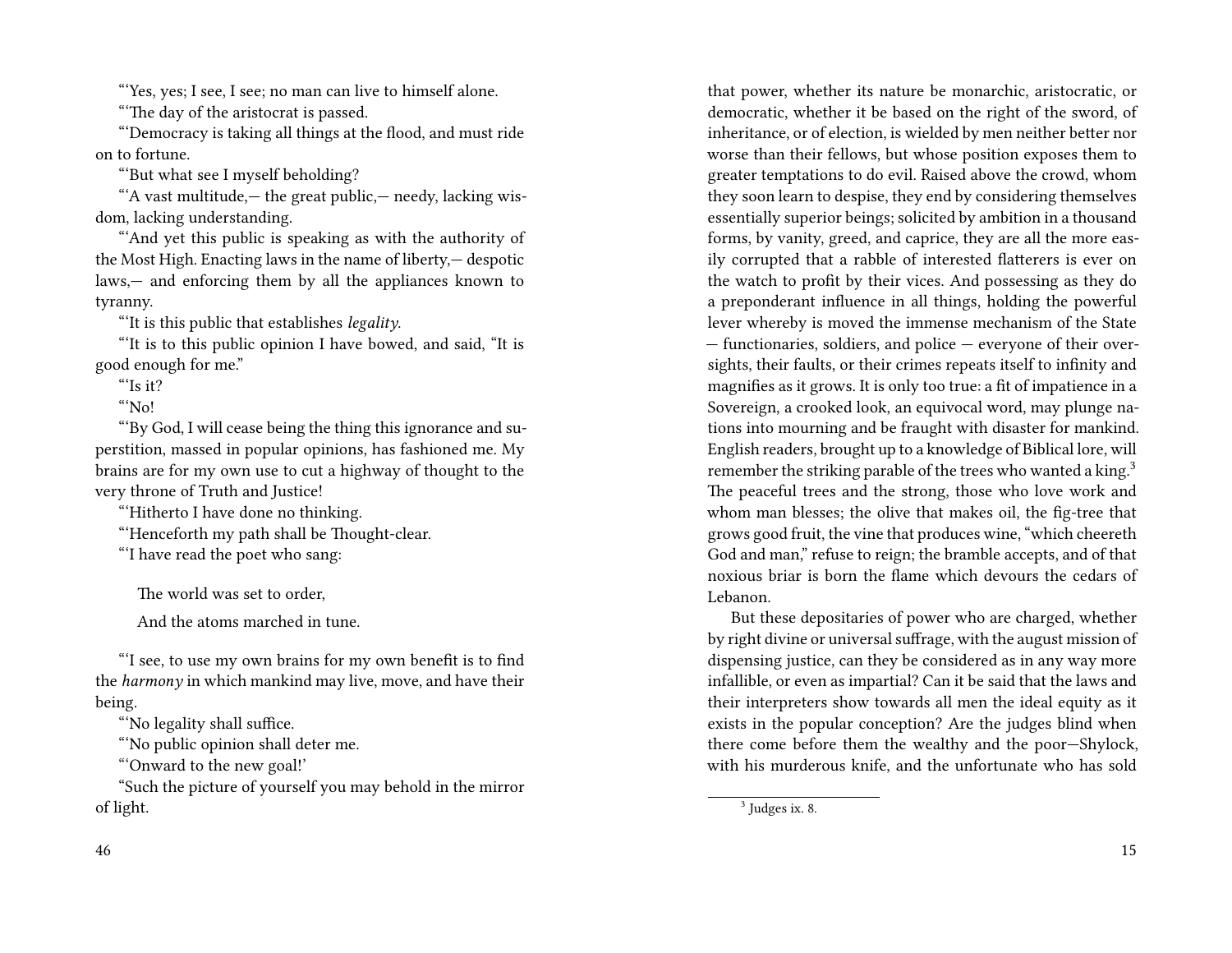"'Yes, yes; I see, I see; no man can live to himself alone.

"'The day of the aristocrat is passed.

"'Democracy is taking all things at the flood, and must ride on to fortune.

"'But what see I myself beholding?

"'A vast multitude,— the great public,— needy, lacking wisdom, lacking understanding.

"'And yet this public is speaking as with the authority of the Most High. Enacting laws in the name of liberty,— despotic laws,— and enforcing them by all the appliances known to tyranny.

"'It is this public that establishes *legality*.

"'It is to this public opinion I have bowed, and said, "It is good enough for me."

"'Is it?

"'No!

"'By God, I will cease being the thing this ignorance and superstition, massed in popular opinions, has fashioned me. My brains are for my own use to cut a highway of thought to the very throne of Truth and Justice!

"'Hitherto I have done no thinking.

"'Henceforth my path shall be Thought-clear.

"'I have read the poet who sang:

> The world was set to order,
>
> And the atoms marched in tune.

"'I see, to use my own brains for my own benefit is to find the *harmony* in which mankind may live, move, and have their being.

"'No legality shall suffice.

"'No public opinion shall deter me.

"'Onward to the new goal!'

"Such the picture of yourself you may behold in the mirror of light.

that power, whether its nature be monarchic, aristocratic, or democratic, whether it be based on the right of the sword, of inheritance, or of election, is wielded by men neither better nor worse than their fellows, but whose position exposes them to greater temptations to do evil. Raised above the crowd, whom they soon learn to despise, they end by considering themselves essentially superior beings; solicited by ambition in a thousand forms, by vanity, greed, and caprice, they are all the more easily corrupted that a rabble of interested flatterers is ever on the watch to profit by their vices. And possessing as they do a preponderant influence in all things, holding the powerful lever whereby is moved the immense mechanism of the State — functionaries, soldiers, and police — everyone of their oversights, their faults, or their crimes repeats itself to infinity and magnifies as it grows. It is only too true: a fit of impatience in a Sovereign, a crooked look, an equivocal word, may plunge nations into mourning and be fraught with disaster for mankind. English readers, brought up to a knowledge of Biblical lore, will remember the striking parable of the trees who wanted a king.[3] The peaceful trees and the strong, those who love work and whom man blesses; the olive that makes oil, the fig-tree that grows good fruit, the vine that produces wine, "which cheereth God and man," refuse to reign; the bramble accepts, and of that noxious briar is born the flame which devours the cedars of Lebanon.

But these depositaries of power who are charged, whether by right divine or universal suffrage, with the august mission of dispensing justice, can they be considered as in any way more infallible, or even as impartial? Can it be said that the laws and their interpreters show towards all men the ideal equity as it exists in the popular conception? Are the judges blind when there come before them the wealthy and the poor—Shylock, with his murderous knife, and the unfortunate who has sold

[3] Judges ix. 8.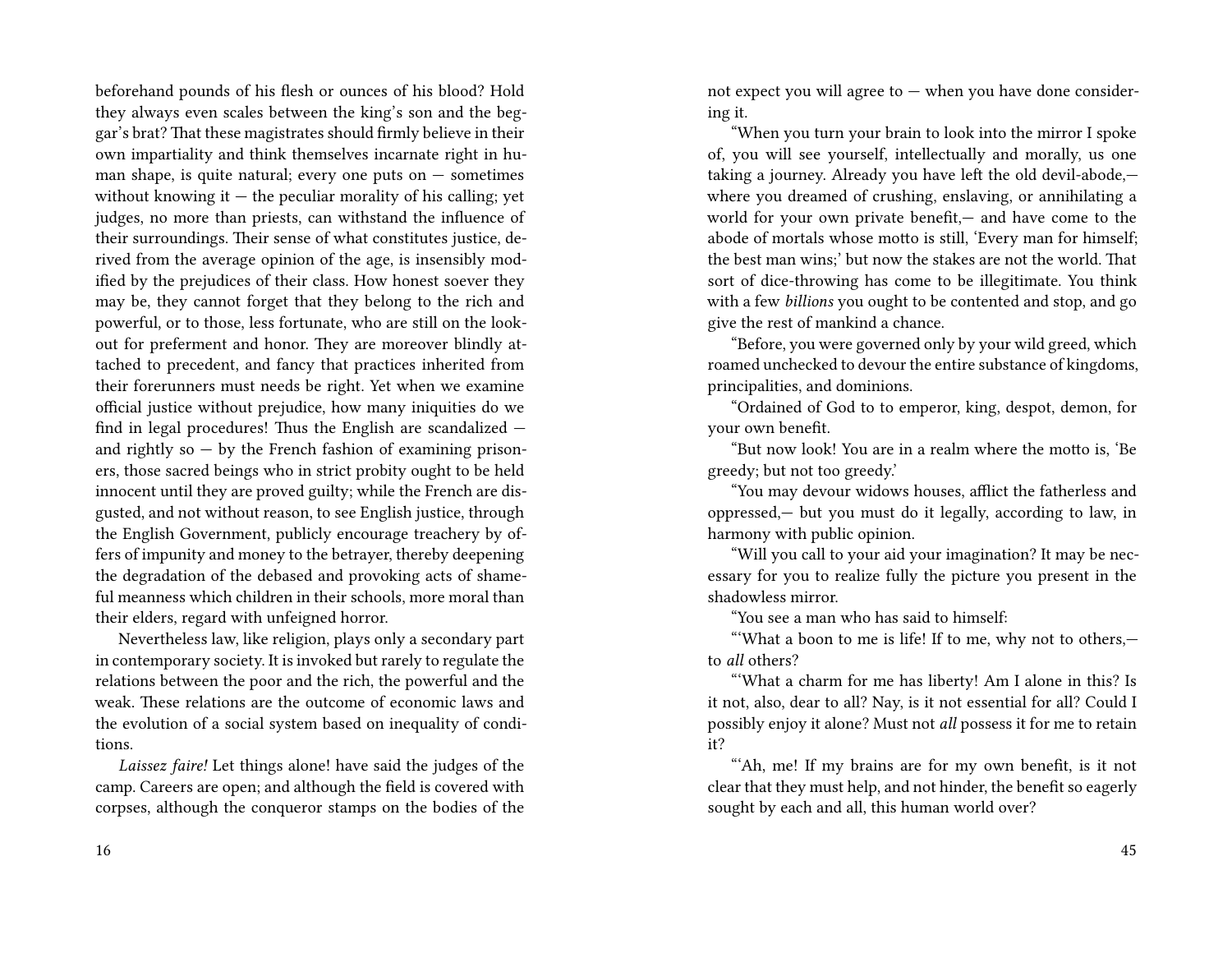beforehand pounds of his flesh or ounces of his blood? Hold they always even scales between the king's son and the beggar's brat? That these magistrates should firmly believe in their own impartiality and think themselves incarnate right in human shape, is quite natural; every one puts on — sometimes without knowing it — the peculiar morality of his calling; yet judges, no more than priests, can withstand the influence of their surroundings. Their sense of what constitutes justice, derived from the average opinion of the age, is insensibly modified by the prejudices of their class. How honest soever they may be, they cannot forget that they belong to the rich and powerful, or to those, less fortunate, who are still on the lookout for preferment and honor. They are moreover blindly attached to precedent, and fancy that practices inherited from their forerunners must needs be right. Yet when we examine official justice without prejudice, how many iniquities do we find in legal procedures! Thus the English are scandalized — and rightly so — by the French fashion of examining prisoners, those sacred beings who in strict probity ought to be held innocent until they are proved guilty; while the French are disgusted, and not without reason, to see English justice, through the English Government, publicly encourage treachery by offers of impunity and money to the betrayer, thereby deepening the degradation of the debased and provoking acts of shameful meanness which children in their schools, more moral than their elders, regard with unfeigned horror.

Nevertheless law, like religion, plays only a secondary part in contemporary society. It is invoked but rarely to regulate the relations between the poor and the rich, the powerful and the weak. These relations are the outcome of economic laws and the evolution of a social system based on inequality of conditions.

*Laissez faire!* Let things alone! have said the judges of the camp. Careers are open; and although the field is covered with corpses, although the conqueror stamps on the bodies of the

not expect you will agree to — when you have done considering it.

"When you turn your brain to look into the mirror I spoke of, you will see yourself, intellectually and morally, us one taking a journey. Already you have left the old devil-abode,— where you dreamed of crushing, enslaving, or annihilating a world for your own private benefit,— and have come to the abode of mortals whose motto is still, 'Every man for himself; the best man wins;' but now the stakes are not the world. That sort of dice-throwing has come to be illegitimate. You think with a few *billions* you ought to be contented and stop, and go give the rest of mankind a chance.

"Before, you were governed only by your wild greed, which roamed unchecked to devour the entire substance of kingdoms, principalities, and dominions.

"Ordained of God to to emperor, king, despot, demon, for your own benefit.

"But now look! You are in a realm where the motto is, 'Be greedy; but not too greedy.'

"You may devour widows houses, afflict the fatherless and oppressed,— but you must do it legally, according to law, in harmony with public opinion.

"Will you call to your aid your imagination? It may be necessary for you to realize fully the picture you present in the shadowless mirror.

"You see a man who has said to himself:

"'What a boon to me is life! If to me, why not to others,— to *all* others?

"'What a charm for me has liberty! Am I alone in this? Is it not, also, dear to all? Nay, is it not essential for all? Could I possibly enjoy it alone? Must not *all* possess it for me to retain it?

"'Ah, me! If my brains are for my own benefit, is it not clear that they must help, and not hinder, the benefit so eagerly sought by each and all, this human world over?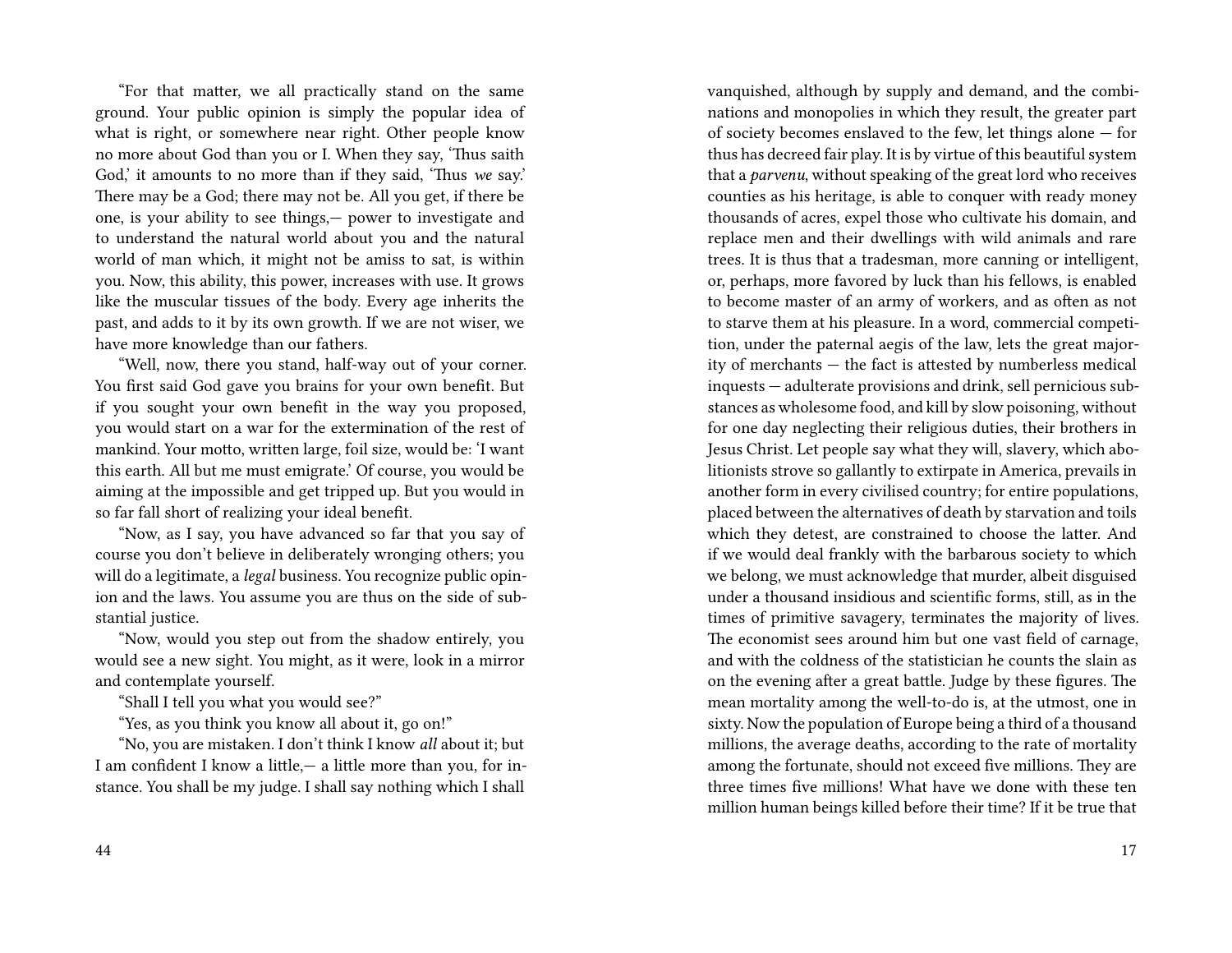"For that matter, we all practically stand on the same ground. Your public opinion is simply the popular idea of what is right, or somewhere near right. Other people know no more about God than you or I. When they say, 'Thus saith God,' it amounts to no more than if they said, 'Thus *we* say.' There may be a God; there may not be. All you get, if there be one, is your ability to see things,— power to investigate and to understand the natural world about you and the natural world of man which, it might not be amiss to sat, is within you. Now, this ability, this power, increases with use. It grows like the muscular tissues of the body. Every age inherits the past, and adds to it by its own growth. If we are not wiser, we have more knowledge than our fathers.

"Well, now, there you stand, half-way out of your corner. You first said God gave you brains for your own benefit. But if you sought your own benefit in the way you proposed, you would start on a war for the extermination of the rest of mankind. Your motto, written large, foil size, would be: 'I want this earth. All but me must emigrate.' Of course, you would be aiming at the impossible and get tripped up. But you would in so far fall short of realizing your ideal benefit.

"Now, as I say, you have advanced so far that you say of course you don't believe in deliberately wronging others; you will do a legitimate, a *legal* business. You recognize public opinion and the laws. You assume you are thus on the side of substantial justice.

"Now, would you step out from the shadow entirely, you would see a new sight. You might, as it were, look in a mirror and contemplate yourself.

"Shall I tell you what you would see?"

"Yes, as you think you know all about it, go on!"

"No, you are mistaken. I don't think I know *all* about it; but I am confident I know a little,— a little more than you, for instance. You shall be my judge. I shall say nothing which I shall

vanquished, although by supply and demand, and the combinations and monopolies in which they result, the greater part of society becomes enslaved to the few, let things alone — for thus has decreed fair play. It is by virtue of this beautiful system that a *parvenu*, without speaking of the great lord who receives counties as his heritage, is able to conquer with ready money thousands of acres, expel those who cultivate his domain, and replace men and their dwellings with wild animals and rare trees. It is thus that a tradesman, more canning or intelligent, or, perhaps, more favored by luck than his fellows, is enabled to become master of an army of workers, and as often as not to starve them at his pleasure. In a word, commercial competition, under the paternal aegis of the law, lets the great majority of merchants — the fact is attested by numberless medical inquests — adulterate provisions and drink, sell pernicious substances as wholesome food, and kill by slow poisoning, without for one day neglecting their religious duties, their brothers in Jesus Christ. Let people say what they will, slavery, which abolitionists strove so gallantly to extirpate in America, prevails in another form in every civilised country; for entire populations, placed between the alternatives of death by starvation and toils which they detest, are constrained to choose the latter. And if we would deal frankly with the barbarous society to which we belong, we must acknowledge that murder, albeit disguised under a thousand insidious and scientific forms, still, as in the times of primitive savagery, terminates the majority of lives. The economist sees around him but one vast field of carnage, and with the coldness of the statistician he counts the slain as on the evening after a great battle. Judge by these figures. The mean mortality among the well-to-do is, at the utmost, one in sixty. Now the population of Europe being a third of a thousand millions, the average deaths, according to the rate of mortality among the fortunate, should not exceed five millions. They are three times five millions! What have we done with these ten million human beings killed before their time? If it be true that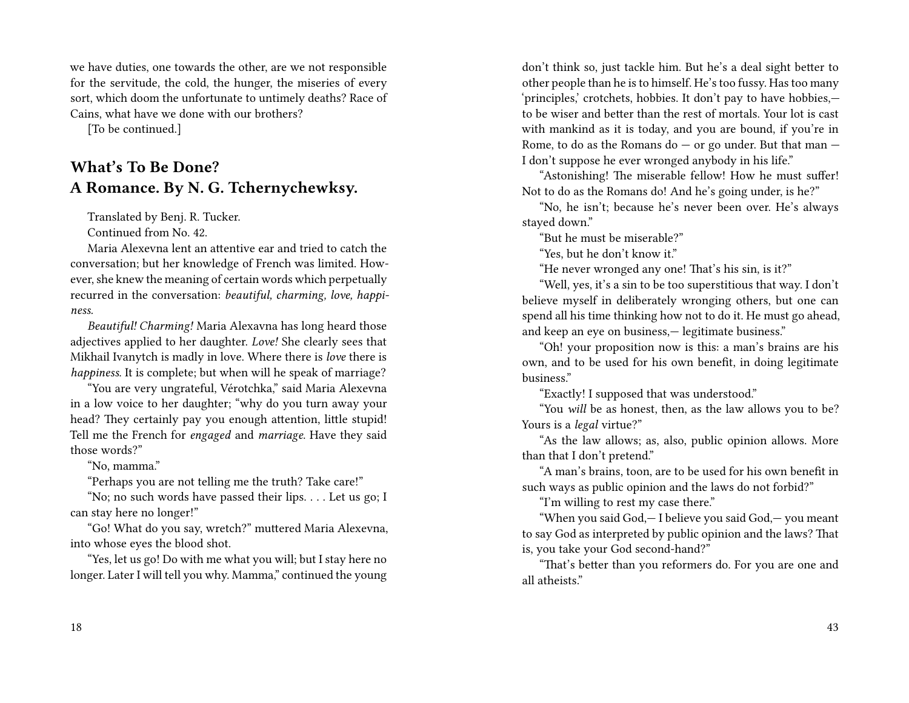we have duties, one towards the other, are we not responsible for the servitude, the cold, the hunger, the miseries of every sort, which doom the unfortunate to untimely deaths? Race of Cains, what have we done with our brothers?

[To be continued.]

## What's To Be Done? A Romance. By N. G. Tchernychewksy.

Translated by Benj. R. Tucker.

Continued from No. 42.

Maria Alexevna lent an attentive ear and tried to catch the conversation; but her knowledge of French was limited. However, she knew the meaning of certain words which perpetually recurred in the conversation: *beautiful, charming, love, happiness.*

*Beautiful! Charming!* Maria Alexavna has long heard those adjectives applied to her daughter. *Love!* She clearly sees that Mikhail Ivanytch is madly in love. Where there is *love* there is *happiness.* It is complete; but when will he speak of marriage?

"You are very ungrateful, Vérotchka," said Maria Alexevna in a low voice to her daughter; "why do you turn away your head? They certainly pay you enough attention, little stupid! Tell me the French for *engaged* and *marriage.* Have they said those words?"

"No, mamma."

"Perhaps you are not telling me the truth? Take care!"

"No; no such words have passed their lips. . . . Let us go; I can stay here no longer!"

"Go! What do you say, wretch?" muttered Maria Alexevna, into whose eyes the blood shot.

"Yes, let us go! Do with me what you will; but I stay here no longer. Later I will tell you why. Mamma," continued the young

don't think so, just tackle him. But he's a deal sight better to other people than he is to himself. He's too fussy. Has too many 'principles,' crotchets, hobbies. It don't pay to have hobbies,— to be wiser and better than the rest of mortals. Your lot is cast with mankind as it is today, and you are bound, if you're in Rome, to do as the Romans do — or go under. But that man — I don't suppose he ever wronged anybody in his life."

"Astonishing! The miserable fellow! How he must suffer! Not to do as the Romans do! And he's going under, is he?"

"No, he isn't; because he's never been over. He's always stayed down."

"But he must be miserable?"

"Yes, but he don't know it."

"He never wronged any one! That's his sin, is it?"

"Well, yes, it's a sin to be too superstitious that way. I don't believe myself in deliberately wronging others, but one can spend all his time thinking how not to do it. He must go ahead, and keep an eye on business,— legitimate business."

"Oh! your proposition now is this: a man's brains are his own, and to be used for his own benefit, in doing legitimate business."

"Exactly! I supposed that was understood."

"You *will* be as honest, then, as the law allows you to be? Yours is a *legal* virtue?"

"As the law allows; as, also, public opinion allows. More than that I don't pretend."

"A man's brains, toon, are to be used for his own benefit in such ways as public opinion and the laws do not forbid?"

"I'm willing to rest my case there."

"When you said God,— I believe you said God,— you meant to say God as interpreted by public opinion and the laws? That is, you take your God second-hand?"

"That's better than you reformers do. For you are one and all atheists."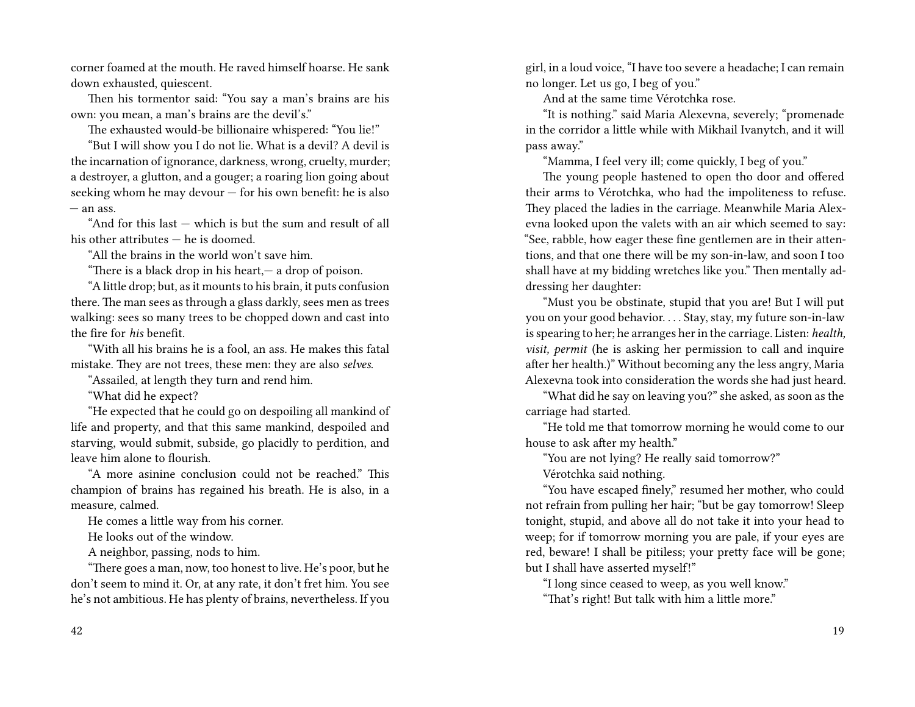corner foamed at the mouth. He raved himself hoarse. He sank down exhausted, quiescent.

Then his tormentor said: "You say a man's brains are his own: you mean, a man's brains are the devil's."

The exhausted would-be billionaire whispered: "You lie!"

"But I will show you I do not lie. What is a devil? A devil is the incarnation of ignorance, darkness, wrong, cruelty, murder; a destroyer, a glutton, and a gouger; a roaring lion going about seeking whom he may devour — for his own benefit: he is also — an ass.

"And for this last — which is but the sum and result of all his other attributes — he is doomed.

"All the brains in the world won't save him.

"There is a black drop in his heart,— a drop of poison.

"A little drop; but, as it mounts to his brain, it puts confusion there. The man sees as through a glass darkly, sees men as trees walking: sees so many trees to be chopped down and cast into the fire for *his* benefit.

"With all his brains he is a fool, an ass. He makes this fatal mistake. They are not trees, these men: they are also *selves.*

"Assailed, at length they turn and rend him.

"What did he expect?

"He expected that he could go on despoiling all mankind of life and property, and that this same mankind, despoiled and starving, would submit, subside, go placidly to perdition, and leave him alone to flourish.

"A more asinine conclusion could not be reached." This champion of brains has regained his breath. He is also, in a measure, calmed.

He comes a little way from his corner.

He looks out of the window.

A neighbor, passing, nods to him.

"There goes a man, now, too honest to live. He's poor, but he don't seem to mind it. Or, at any rate, it don't fret him. You see he's not ambitious. He has plenty of brains, nevertheless. If you

girl, in a loud voice, "I have too severe a headache; I can remain no longer. Let us go, I beg of you."

And at the same time Vérotchka rose.

"It is nothing." said Maria Alexevna, severely; "promenade in the corridor a little while with Mikhail Ivanytch, and it will pass away."

"Mamma, I feel very ill; come quickly, I beg of you."

The young people hastened to open tho door and offered their arms to Vérotchka, who had the impoliteness to refuse. They placed the ladies in the carriage. Meanwhile Maria Alexevna looked upon the valets with an air which seemed to say: "See, rabble, how eager these fine gentlemen are in their attentions, and that one there will be my son-in-law, and soon I too shall have at my bidding wretches like you." Then mentally addressing her daughter:

"Must you be obstinate, stupid that you are! But I will put you on your good behavior. . . . Stay, stay, my future son-in-law is spearing to her; he arranges her in the carriage. Listen: *health, visit, permit* (he is asking her permission to call and inquire after her health.)" Without becoming any the less angry, Maria Alexevna took into consideration the words she had just heard.

"What did he say on leaving you?" she asked, as soon as the carriage had started.

"He told me that tomorrow morning he would come to our house to ask after my health."

"You are not lying? He really said tomorrow?"

Vérotchka said nothing.

"You have escaped finely," resumed her mother, who could not refrain from pulling her hair; "but be gay tomorrow! Sleep tonight, stupid, and above all do not take it into your head to weep; for if tomorrow morning you are pale, if your eyes are red, beware! I shall be pitiless; your pretty face will be gone; but I shall have asserted myself!"

"I long since ceased to weep, as you well know."

"That's right! But talk with him a little more."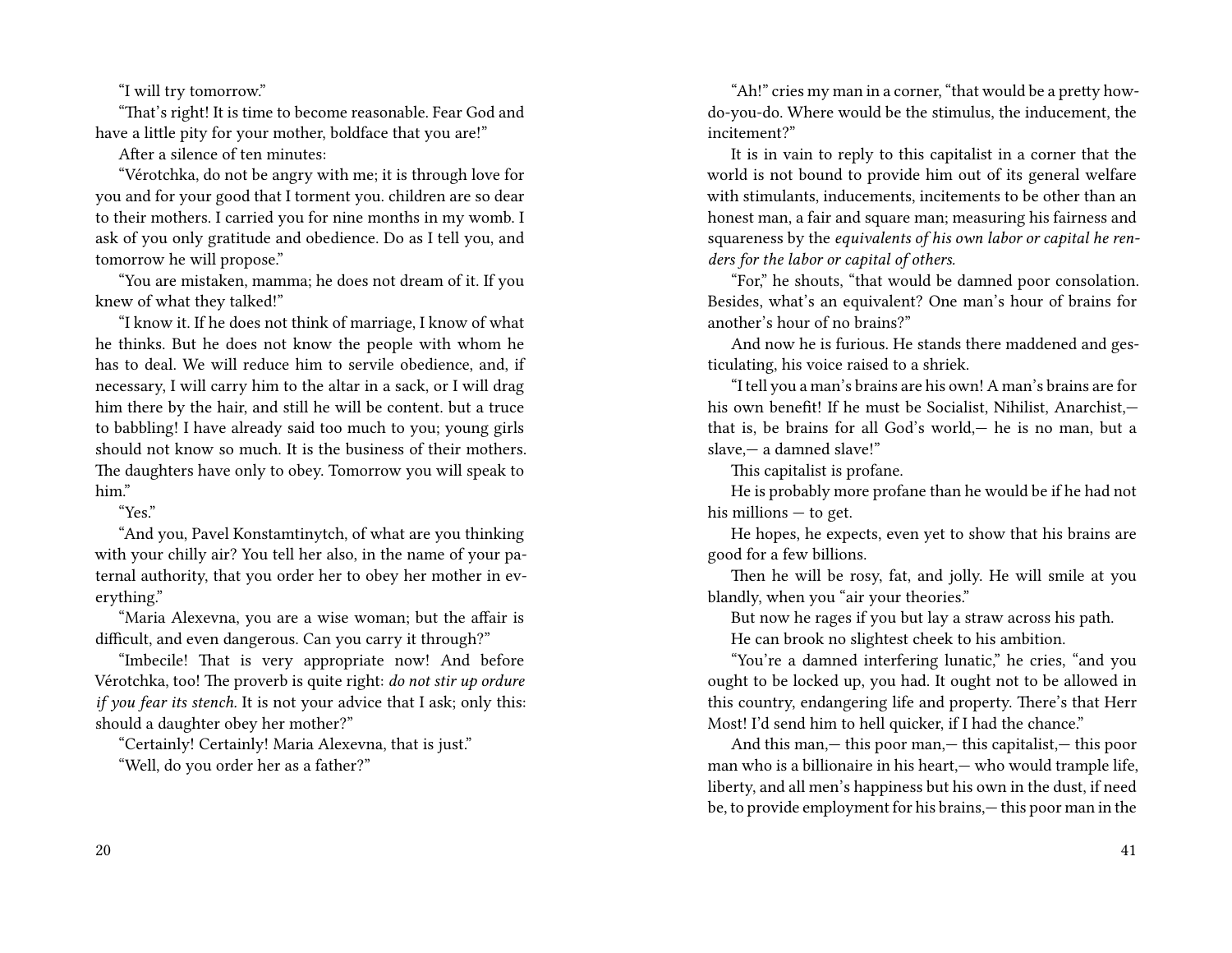"I will try tomorrow."

"That's right! It is time to become reasonable. Fear God and have a little pity for your mother, boldface that you are!"

After a silence of ten minutes:

"Vérotchka, do not be angry with me; it is through love for you and for your good that I torment you. children are so dear to their mothers. I carried you for nine months in my womb. I ask of you only gratitude and obedience. Do as I tell you, and tomorrow he will propose."

"You are mistaken, mamma; he does not dream of it. If you knew of what they talked!"

"I know it. If he does not think of marriage, I know of what he thinks. But he does not know the people with whom he has to deal. We will reduce him to servile obedience, and, if necessary, I will carry him to the altar in a sack, or I will drag him there by the hair, and still he will be content. but a truce to babbling! I have already said too much to you; young girls should not know so much. It is the business of their mothers. The daughters have only to obey. Tomorrow you will speak to him."

"Yes."

"And you, Pavel Konstamtinytch, of what are you thinking with your chilly air? You tell her also, in the name of your paternal authority, that you order her to obey her mother in everything."

"Maria Alexevna, you are a wise woman; but the affair is difficult, and even dangerous. Can you carry it through?"

"Imbecile! That is very appropriate now! And before Vérotchka, too! The proverb is quite right: *do not stir up ordure if you fear its stench.* It is not your advice that I ask; only this: should a daughter obey her mother?"

"Certainly! Certainly! Maria Alexevna, that is just."

"Well, do you order her as a father?"

"Ah!" cries my man in a corner, "that would be a pretty how-do-you-do. Where would be the stimulus, the inducement, the incitement?"

It is in vain to reply to this capitalist in a corner that the world is not bound to provide him out of its general welfare with stimulants, inducements, incitements to be other than an honest man, a fair and square man; measuring his fairness and squareness by the *equivalents of his own labor or capital he renders for the labor or capital of others.*

"For," he shouts, "that would be damned poor consolation. Besides, what's an equivalent? One man's hour of brains for another's hour of no brains?"

And now he is furious. He stands there maddened and gesticulating, his voice raised to a shriek.

"I tell you a man's brains are his own! A man's brains are for his own benefit! If he must be Socialist, Nihilist, Anarchist,— that is, be brains for all God's world,— he is no man, but a slave,— a damned slave!"

This capitalist is profane.

He is probably more profane than he would be if he had not his millions — to get.

He hopes, he expects, even yet to show that his brains are good for a few billions.

Then he will be rosy, fat, and jolly. He will smile at you blandly, when you "air your theories."

But now he rages if you but lay a straw across his path.

He can brook no slightest check to his ambition.

"You're a damned interfering lunatic," he cries, "and you ought to be locked up, you had. It ought not to be allowed in this country, endangering life and property. There's that Herr Most! I'd send him to hell quicker, if I had the chance."

And this man,— this poor man,— this capitalist,— this poor man who is a billionaire in his heart,— who would trample life, liberty, and all men's happiness but his own in the dust, if need be, to provide employment for his brains,— this poor man in the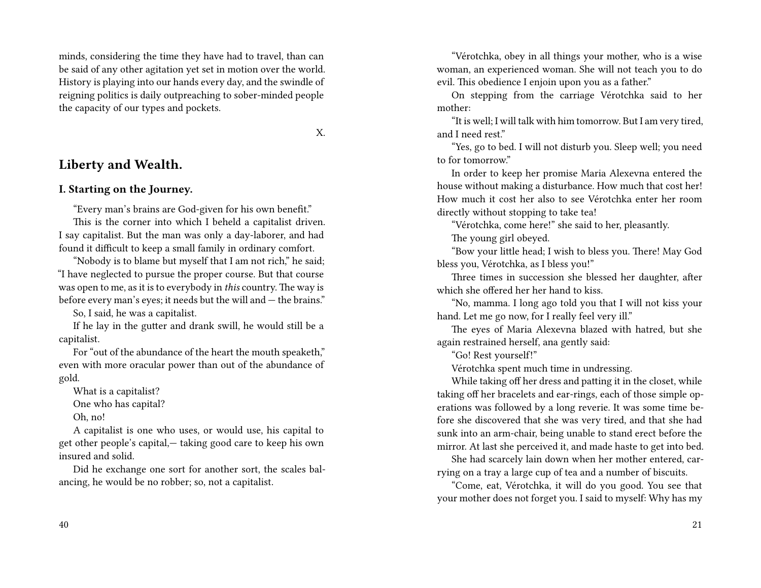minds, considering the time they have had to travel, than can be said of any other agitation yet set in motion over the world. History is playing into our hands every day, and the swindle of reigning politics is daily outpreaching to sober-minded people the capacity of our types and pockets.

X.

## Liberty and Wealth.

### I. Starting on the Journey.

"Every man's brains are God-given for his own benefit."

This is the corner into which I beheld a capitalist driven. I say capitalist. But the man was only a day-laborer, and had found it difficult to keep a small family in ordinary comfort.

"Nobody is to blame but myself that I am not rich," he said; "I have neglected to pursue the proper course. But that course was open to me, as it is to everybody in *this* country. The way is before every man's eyes; it needs but the will and — the brains."

So, I said, he was a capitalist.

If he lay in the gutter and drank swill, he would still be a capitalist.

For "out of the abundance of the heart the mouth speaketh," even with more oracular power than out of the abundance of gold.

What is a capitalist?

One who has capital?

Oh, no!

A capitalist is one who uses, or would use, his capital to get other people's capital,— taking good care to keep his own insured and solid.

Did he exchange one sort for another sort, the scales balancing, he would be no robber; so, not a capitalist.

"Vérotchka, obey in all things your mother, who is a wise woman, an experienced woman. She will not teach you to do evil. This obedience I enjoin upon you as a father."

On stepping from the carriage Vérotchka said to her mother:

"It is well; I will talk with him tomorrow. But I am very tired, and I need rest."

"Yes, go to bed. I will not disturb you. Sleep well; you need to for tomorrow."

In order to keep her promise Maria Alexevna entered the house without making a disturbance. How much that cost her! How much it cost her also to see Vérotchka enter her room directly without stopping to take tea!

"Vérotchka, come here!" she said to her, pleasantly.

The young girl obeyed.

"Bow your little head; I wish to bless you. There! May God bless you, Vérotchka, as I bless you!"

Three times in succession she blessed her daughter, after which she offered her her hand to kiss.

"No, mamma. I long ago told you that I will not kiss your hand. Let me go now, for I really feel very ill."

The eyes of Maria Alexevna blazed with hatred, but she again restrained herself, ana gently said:

"Go! Rest yourself!"

Vérotchka spent much time in undressing.

While taking off her dress and patting it in the closet, while taking off her bracelets and ear-rings, each of those simple operations was followed by a long reverie. It was some time before she discovered that she was very tired, and that she had sunk into an arm-chair, being unable to stand erect before the mirror. At last she perceived it, and made haste to get into bed.

She had scarcely lain down when her mother entered, carrying on a tray a large cup of tea and a number of biscuits.

"Come, eat, Vérotchka, it will do you good. You see that your mother does not forget you. I said to myself: Why has my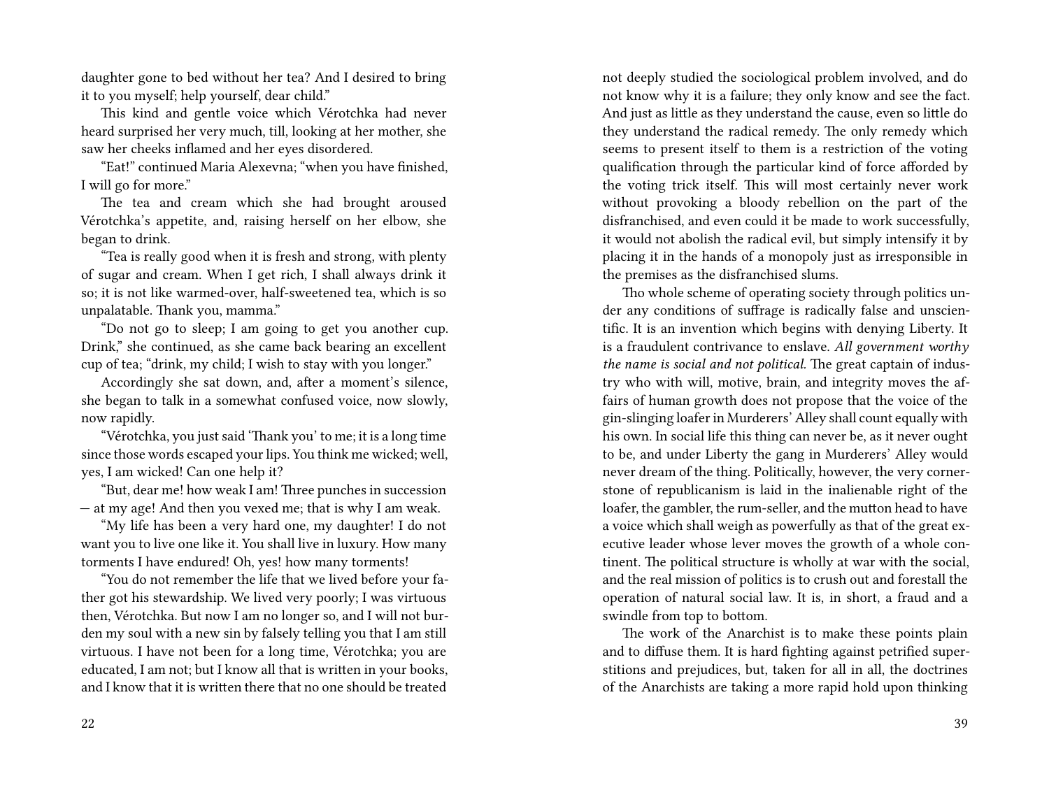daughter gone to bed without her tea? And I desired to bring it to you myself; help yourself, dear child."

This kind and gentle voice which Vérotchka had never heard surprised her very much, till, looking at her mother, she saw her cheeks inflamed and her eyes disordered.

"Eat!" continued Maria Alexevna; "when you have finished, I will go for more."

The tea and cream which she had brought aroused Vérotchka's appetite, and, raising herself on her elbow, she began to drink.

"Tea is really good when it is fresh and strong, with plenty of sugar and cream. When I get rich, I shall always drink it so; it is not like warmed-over, half-sweetened tea, which is so unpalatable. Thank you, mamma."

"Do not go to sleep; I am going to get you another cup. Drink," she continued, as she came back bearing an excellent cup of tea; "drink, my child; I wish to stay with you longer."

Accordingly she sat down, and, after a moment's silence, she began to talk in a somewhat confused voice, now slowly, now rapidly.

"Vérotchka, you just said 'Thank you' to me; it is a long time since those words escaped your lips. You think me wicked; well, yes, I am wicked! Can one help it?

"But, dear me! how weak I am! Three punches in succession — at my age! And then you vexed me; that is why I am weak.

"My life has been a very hard one, my daughter! I do not want you to live one like it. You shall live in luxury. How many torments I have endured! Oh, yes! how many torments!

"You do not remember the life that we lived before your father got his stewardship. We lived very poorly; I was virtuous then, Vérotchka. But now I am no longer so, and I will not burden my soul with a new sin by falsely telling you that I am still virtuous. I have not been for a long time, Vérotchka; you are educated, I am not; but I know all that is written in your books, and I know that it is written there that no one should be treated

not deeply studied the sociological problem involved, and do not know why it is a failure; they only know and see the fact. And just as little as they understand the cause, even so little do they understand the radical remedy. The only remedy which seems to present itself to them is a restriction of the voting qualification through the particular kind of force afforded by the voting trick itself. This will most certainly never work without provoking a bloody rebellion on the part of the disfranchised, and even could it be made to work successfully, it would not abolish the radical evil, but simply intensify it by placing it in the hands of a monopoly just as irresponsible in the premises as the disfranchised slums.

Tho whole scheme of operating society through politics under any conditions of suffrage is radically false and unscientific. It is an invention which begins with denying Liberty. It is a fraudulent contrivance to enslave. *All government worthy the name is social and not political.* The great captain of industry who with will, motive, brain, and integrity moves the affairs of human growth does not propose that the voice of the gin-slinging loafer in Murderers' Alley shall count equally with his own. In social life this thing can never be, as it never ought to be, and under Liberty the gang in Murderers' Alley would never dream of the thing. Politically, however, the very cornerstone of republicanism is laid in the inalienable right of the loafer, the gambler, the rum-seller, and the mutton head to have a voice which shall weigh as powerfully as that of the great executive leader whose lever moves the growth of a whole continent. The political structure is wholly at war with the social, and the real mission of politics is to crush out and forestall the operation of natural social law. It is, in short, a fraud and a swindle from top to bottom.

The work of the Anarchist is to make these points plain and to diffuse them. It is hard fighting against petrified superstitions and prejudices, but, taken for all in all, the doctrines of the Anarchists are taking a more rapid hold upon thinking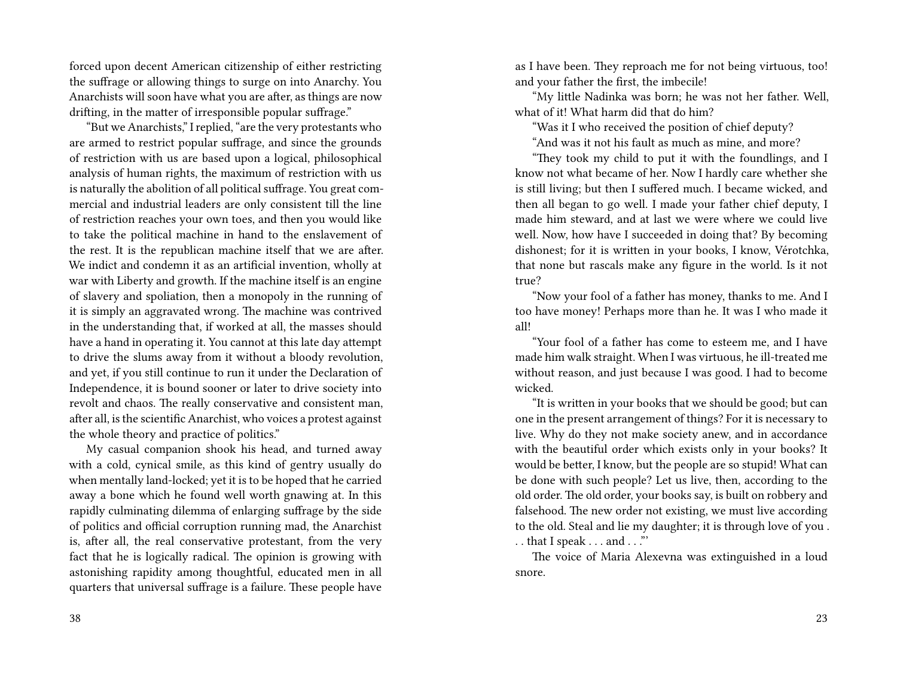forced upon decent American citizenship of either restricting the suffrage or allowing things to surge on into Anarchy. You Anarchists will soon have what you are after, as things are now drifting, in the matter of irresponsible popular suffrage."

"But we Anarchists," I replied, "are the very protestants who are armed to restrict popular suffrage, and since the grounds of restriction with us are based upon a logical, philosophical analysis of human rights, the maximum of restriction with us is naturally the abolition of all political suffrage. You great commercial and industrial leaders are only consistent till the line of restriction reaches your own toes, and then you would like to take the political machine in hand to the enslavement of the rest. It is the republican machine itself that we are after. We indict and condemn it as an artificial invention, wholly at war with Liberty and growth. If the machine itself is an engine of slavery and spoliation, then a monopoly in the running of it is simply an aggravated wrong. The machine was contrived in the understanding that, if worked at all, the masses should have a hand in operating it. You cannot at this late day attempt to drive the slums away from it without a bloody revolution, and yet, if you still continue to run it under the Declaration of Independence, it is bound sooner or later to drive society into revolt and chaos. The really conservative and consistent man, after all, is the scientific Anarchist, who voices a protest against the whole theory and practice of politics."

My casual companion shook his head, and turned away with a cold, cynical smile, as this kind of gentry usually do when mentally land-locked; yet it is to be hoped that he carried away a bone which he found well worth gnawing at. In this rapidly culminating dilemma of enlarging suffrage by the side of politics and official corruption running mad, the Anarchist is, after all, the real conservative protestant, from the very fact that he is logically radical. The opinion is growing with astonishing rapidity among thoughtful, educated men in all quarters that universal suffrage is a failure. These people have

as I have been. They reproach me for not being virtuous, too! and your father the first, the imbecile!

"My little Nadinka was born; he was not her father. Well, what of it! What harm did that do him?

"Was it I who received the position of chief deputy?

"And was it not his fault as much as mine, and more?

"They took my child to put it with the foundlings, and I know not what became of her. Now I hardly care whether she is still living; but then I suffered much. I became wicked, and then all began to go well. I made your father chief deputy, I made him steward, and at last we were where we could live well. Now, how have I succeeded in doing that? By becoming dishonest; for it is written in your books, I know, Vérotchka, that none but rascals make any figure in the world. Is it not true?

"Now your fool of a father has money, thanks to me. And I too have money! Perhaps more than he. It was I who made it all!

"Your fool of a father has come to esteem me, and I have made him walk straight. When I was virtuous, he ill-treated me without reason, and just because I was good. I had to become wicked.

"It is written in your books that we should be good; but can one in the present arrangement of things? For it is necessary to live. Why do they not make society anew, and in accordance with the beautiful order which exists only in your books? It would be better, I know, but the people are so stupid! What can be done with such people? Let us live, then, according to the old order. The old order, your books say, is built on robbery and falsehood. The new order not existing, we must live according to the old. Steal and lie my daughter; it is through love of you . . . that I speak . . . and . . ."'

The voice of Maria Alexevna was extinguished in a loud snore.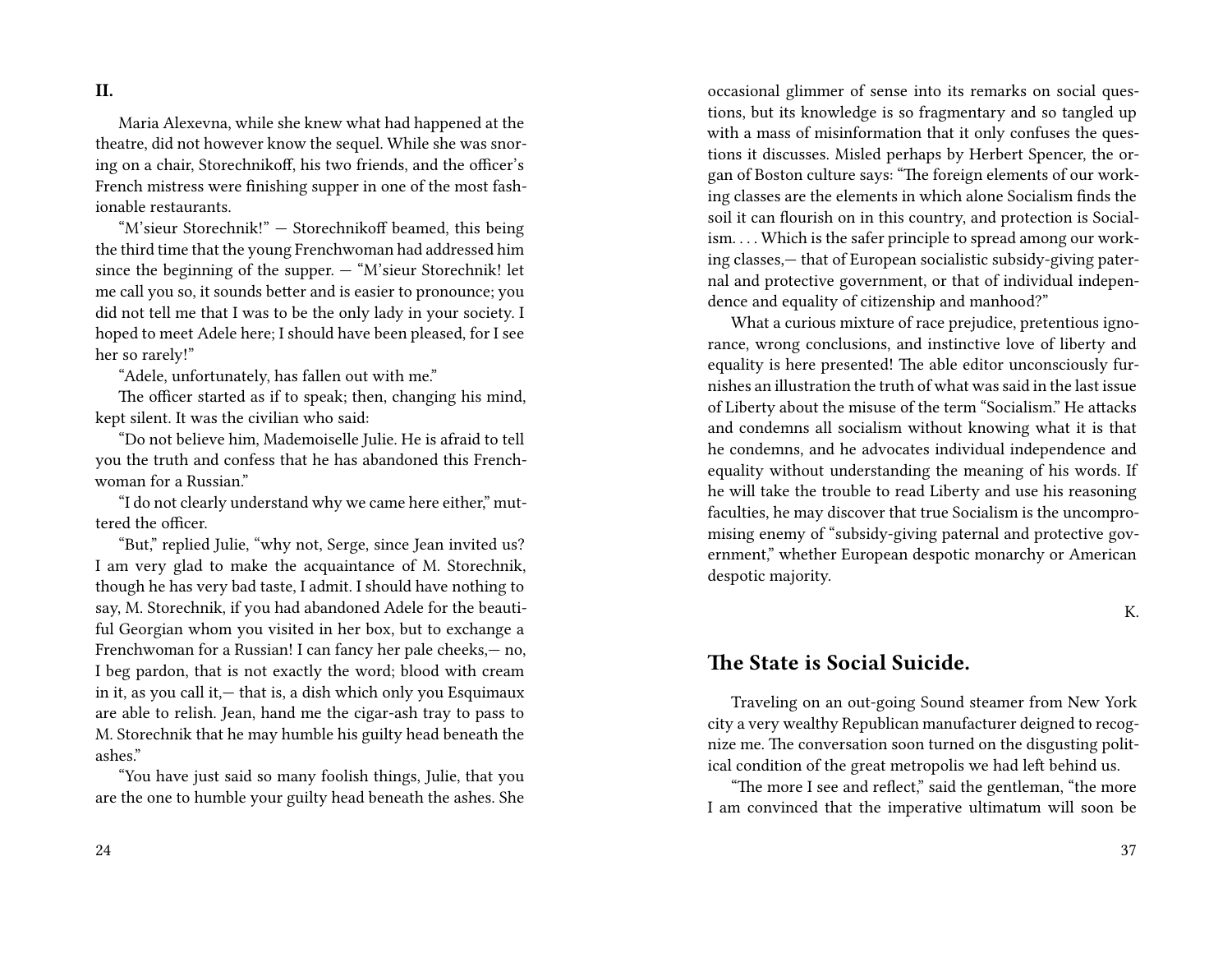**II.**

Maria Alexevna, while she knew what had happened at the theatre, did not however know the sequel. While she was snoring on a chair, Storechnikoff, his two friends, and the officer's French mistress were finishing supper in one of the most fashionable restaurants.

"M'sieur Storechnik!" — Storechnikoff beamed, this being the third time that the young Frenchwoman had addressed him since the beginning of the supper. — "M'sieur Storechnik! let me call you so, it sounds better and is easier to pronounce; you did not tell me that I was to be the only lady in your society. I hoped to meet Adele here; I should have been pleased, for I see her so rarely!"

"Adele, unfortunately, has fallen out with me."

The officer started as if to speak; then, changing his mind, kept silent. It was the civilian who said:

"Do not believe him, Mademoiselle Julie. He is afraid to tell you the truth and confess that he has abandoned this Frenchwoman for a Russian."

"I do not clearly understand why we came here either," muttered the officer.

"But," replied Julie, "why not, Serge, since Jean invited us? I am very glad to make the acquaintance of M. Storechnik, though he has very bad taste, I admit. I should have nothing to say, M. Storechnik, if you had abandoned Adele for the beautiful Georgian whom you visited in her box, but to exchange a Frenchwoman for a Russian! I can fancy her pale cheeks,— no, I beg pardon, that is not exactly the word; blood with cream in it, as you call it,— that is, a dish which only you Esquimaux are able to relish. Jean, hand me the cigar-ash tray to pass to M. Storechnik that he may humble his guilty head beneath the ashes."

"You have just said so many foolish things, Julie, that you are the one to humble your guilty head beneath the ashes. She

occasional glimmer of sense into its remarks on social questions, but its knowledge is so fragmentary and so tangled up with a mass of misinformation that it only confuses the questions it discusses. Misled perhaps by Herbert Spencer, the organ of Boston culture says: "The foreign elements of our working classes are the elements in which alone Socialism finds the soil it can flourish on in this country, and protection is Socialism. . . . Which is the safer principle to spread among our working classes,— that of European socialistic subsidy-giving paternal and protective government, or that of individual independence and equality of citizenship and manhood?"

What a curious mixture of race prejudice, pretentious ignorance, wrong conclusions, and instinctive love of liberty and equality is here presented! The able editor unconsciously furnishes an illustration the truth of what was said in the last issue of Liberty about the misuse of the term "Socialism." He attacks and condemns all socialism without knowing what it is that he condemns, and he advocates individual independence and equality without understanding the meaning of his words. If he will take the trouble to read Liberty and use his reasoning faculties, he may discover that true Socialism is the uncompromising enemy of "subsidy-giving paternal and protective government," whether European despotic monarchy or American despotic majority.

K.

## The State is Social Suicide.

Traveling on an out-going Sound steamer from New York city a very wealthy Republican manufacturer deigned to recognize me. The conversation soon turned on the disgusting political condition of the great metropolis we had left behind us.

"The more I see and reflect," said the gentleman, "the more I am convinced that the imperative ultimatum will soon be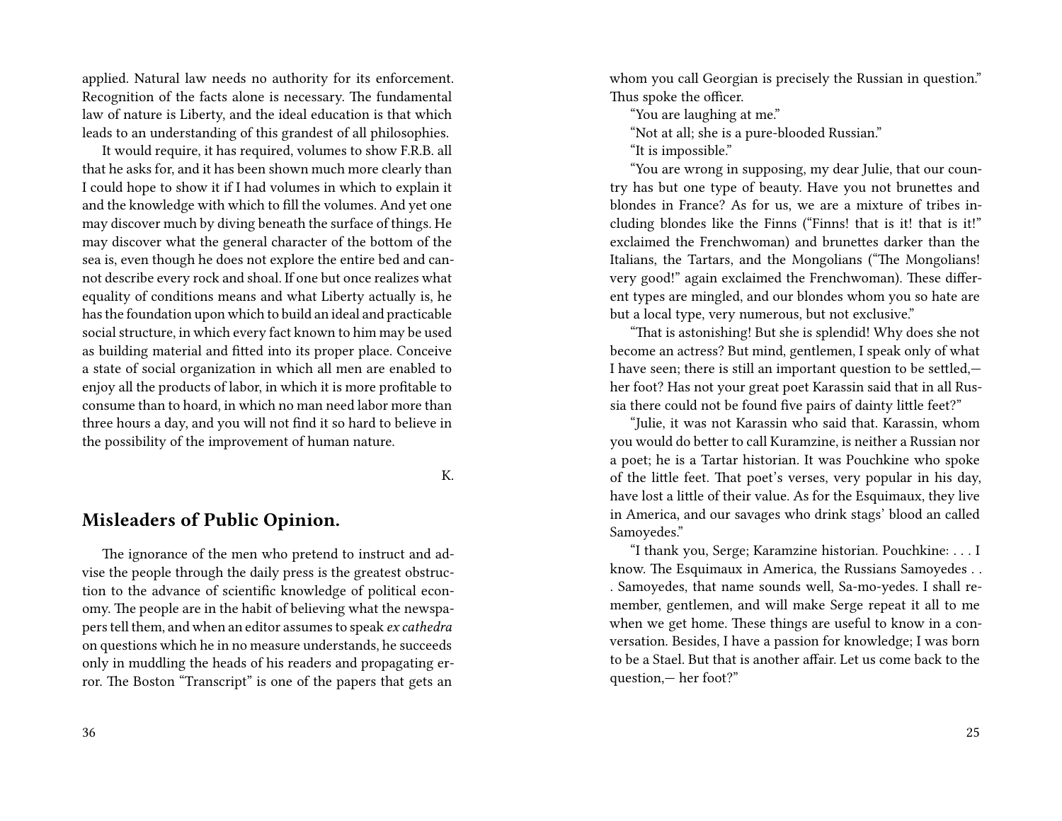applied. Natural law needs no authority for its enforcement. Recognition of the facts alone is necessary. The fundamental law of nature is Liberty, and the ideal education is that which leads to an understanding of this grandest of all philosophies.

It would require, it has required, volumes to show F.R.B. all that he asks for, and it has been shown much more clearly than I could hope to show it if I had volumes in which to explain it and the knowledge with which to fill the volumes. And yet one may discover much by diving beneath the surface of things. He may discover what the general character of the bottom of the sea is, even though he does not explore the entire bed and cannot describe every rock and shoal. If one but once realizes what equality of conditions means and what Liberty actually is, he has the foundation upon which to build an ideal and practicable social structure, in which every fact known to him may be used as building material and fitted into its proper place. Conceive a state of social organization in which all men are enabled to enjoy all the products of labor, in which it is more profitable to consume than to hoard, in which no man need labor more than three hours a day, and you will not find it so hard to believe in the possibility of the improvement of human nature.

K.

## Misleaders of Public Opinion.

The ignorance of the men who pretend to instruct and advise the people through the daily press is the greatest obstruction to the advance of scientific knowledge of political economy. The people are in the habit of believing what the newspapers tell them, and when an editor assumes to speak *ex cathedra* on questions which he in no measure understands, he succeeds only in muddling the heads of his readers and propagating error. The Boston "Transcript" is one of the papers that gets an

whom you call Georgian is precisely the Russian in question." Thus spoke the officer.

"You are laughing at me."

"Not at all; she is a pure-blooded Russian."

"It is impossible."

"You are wrong in supposing, my dear Julie, that our country has but one type of beauty. Have you not brunettes and blondes in France? As for us, we are a mixture of tribes including blondes like the Finns ("Finns! that is it! that is it!" exclaimed the Frenchwoman) and brunettes darker than the Italians, the Tartars, and the Mongolians ("The Mongolians! very good!" again exclaimed the Frenchwoman). These different types are mingled, and our blondes whom you so hate are but a local type, very numerous, but not exclusive."

"That is astonishing! But she is splendid! Why does she not become an actress? But mind, gentlemen, I speak only of what I have seen; there is still an important question to be settled,— her foot? Has not your great poet Karassin said that in all Russia there could not be found five pairs of dainty little feet?"

"Julie, it was not Karassin who said that. Karassin, whom you would do better to call Kuramzine, is neither a Russian nor a poet; he is a Tartar historian. It was Pouchkine who spoke of the little feet. That poet's verses, very popular in his day, have lost a little of their value. As for the Esquimaux, they live in America, and our savages who drink stags' blood an called Samoyedes."

"I thank you, Serge; Karamzine historian. Pouchkine: . . . I know. The Esquimaux in America, the Russians Samoyedes . . . Samoyedes, that name sounds well, Sa-mo-yedes. I shall remember, gentlemen, and will make Serge repeat it all to me when we get home. These things are useful to know in a conversation. Besides, I have a passion for knowledge; I was born to be a Stael. But that is another affair. Let us come back to the question,— her foot?"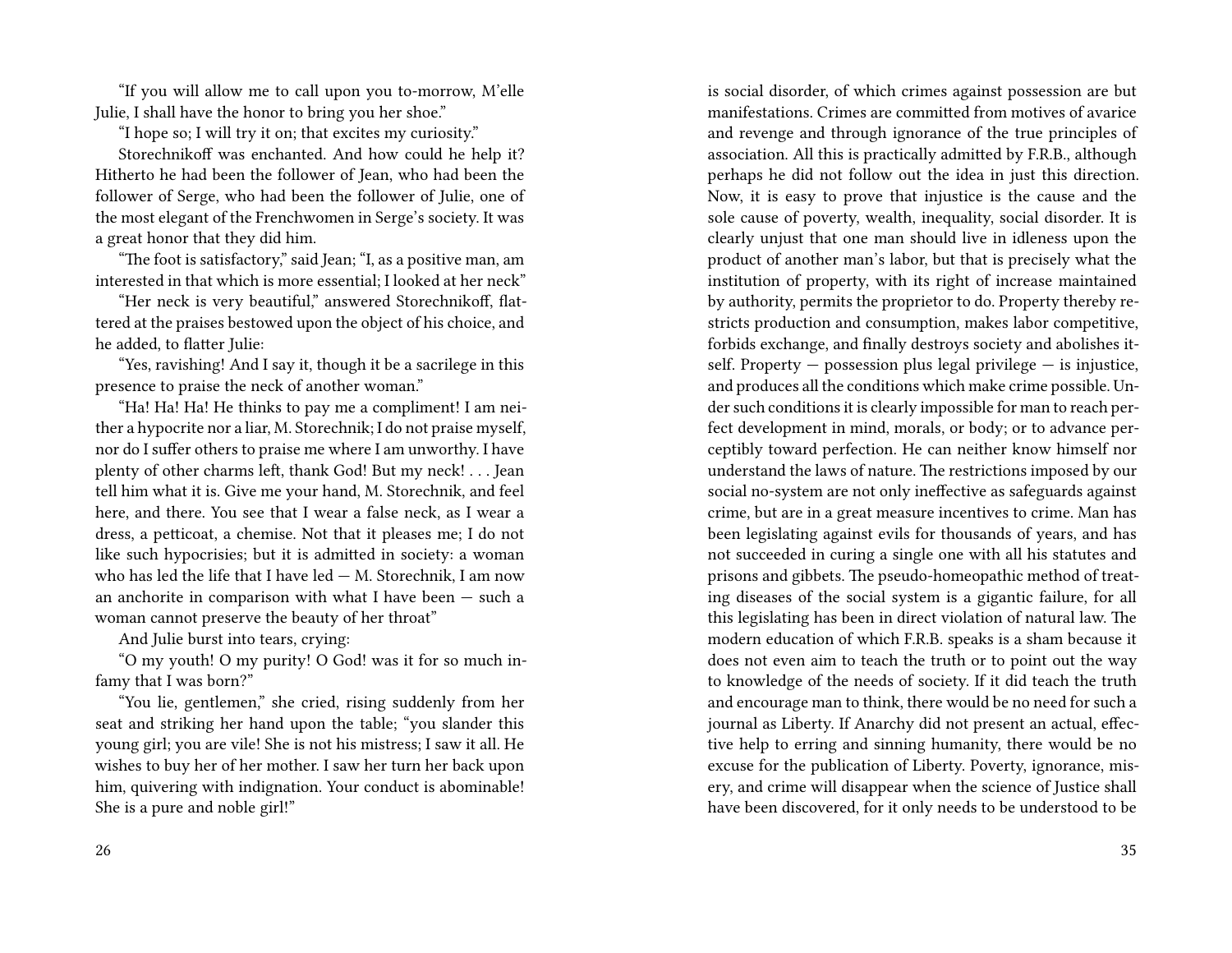"If you will allow me to call upon you to-morrow, M'elle Julie, I shall have the honor to bring you her shoe."

"I hope so; I will try it on; that excites my curiosity."

Storechnikoff was enchanted. And how could he help it? Hitherto he had been the follower of Jean, who had been the follower of Serge, who had been the follower of Julie, one of the most elegant of the Frenchwomen in Serge's society. It was a great honor that they did him.

"The foot is satisfactory," said Jean; "I, as a positive man, am interested in that which is more essential; I looked at her neck"

"Her neck is very beautiful," answered Storechnikoff, flattered at the praises bestowed upon the object of his choice, and he added, to flatter Julie:

"Yes, ravishing! And I say it, though it be a sacrilege in this presence to praise the neck of another woman."

"Ha! Ha! Ha! He thinks to pay me a compliment! I am neither a hypocrite nor a liar, M. Storechnik; I do not praise myself, nor do I suffer others to praise me where I am unworthy. I have plenty of other charms left, thank God! But my neck! . . . Jean tell him what it is. Give me your hand, M. Storechnik, and feel here, and there. You see that I wear a false neck, as I wear a dress, a petticoat, a chemise. Not that it pleases me; I do not like such hypocrisies; but it is admitted in society: a woman who has led the life that I have led — M. Storechnik, I am now an anchorite in comparison with what I have been — such a woman cannot preserve the beauty of her throat"

And Julie burst into tears, crying:

"O my youth! O my purity! O God! was it for so much infamy that I was born?"

"You lie, gentlemen," she cried, rising suddenly from her seat and striking her hand upon the table; "you slander this young girl; you are vile! She is not his mistress; I saw it all. He wishes to buy her of her mother. I saw her turn her back upon him, quivering with indignation. Your conduct is abominable! She is a pure and noble girl!"

is social disorder, of which crimes against possession are but manifestations. Crimes are committed from motives of avarice and revenge and through ignorance of the true principles of association. All this is practically admitted by F.R.B., although perhaps he did not follow out the idea in just this direction. Now, it is easy to prove that injustice is the cause and the sole cause of poverty, wealth, inequality, social disorder. It is clearly unjust that one man should live in idleness upon the product of another man's labor, but that is precisely what the institution of property, with its right of increase maintained by authority, permits the proprietor to do. Property thereby restricts production and consumption, makes labor competitive, forbids exchange, and finally destroys society and abolishes itself. Property — possession plus legal privilege — is injustice, and produces all the conditions which make crime possible. Under such conditions it is clearly impossible for man to reach perfect development in mind, morals, or body; or to advance perceptibly toward perfection. He can neither know himself nor understand the laws of nature. The restrictions imposed by our social no-system are not only ineffective as safeguards against crime, but are in a great measure incentives to crime. Man has been legislating against evils for thousands of years, and has not succeeded in curing a single one with all his statutes and prisons and gibbets. The pseudo-homeopathic method of treating diseases of the social system is a gigantic failure, for all this legislating has been in direct violation of natural law. The modern education of which F.R.B. speaks is a sham because it does not even aim to teach the truth or to point out the way to knowledge of the needs of society. If it did teach the truth and encourage man to think, there would be no need for such a journal as Liberty. If Anarchy did not present an actual, effective help to erring and sinning humanity, there would be no excuse for the publication of Liberty. Poverty, ignorance, misery, and crime will disappear when the science of Justice shall have been discovered, for it only needs to be understood to be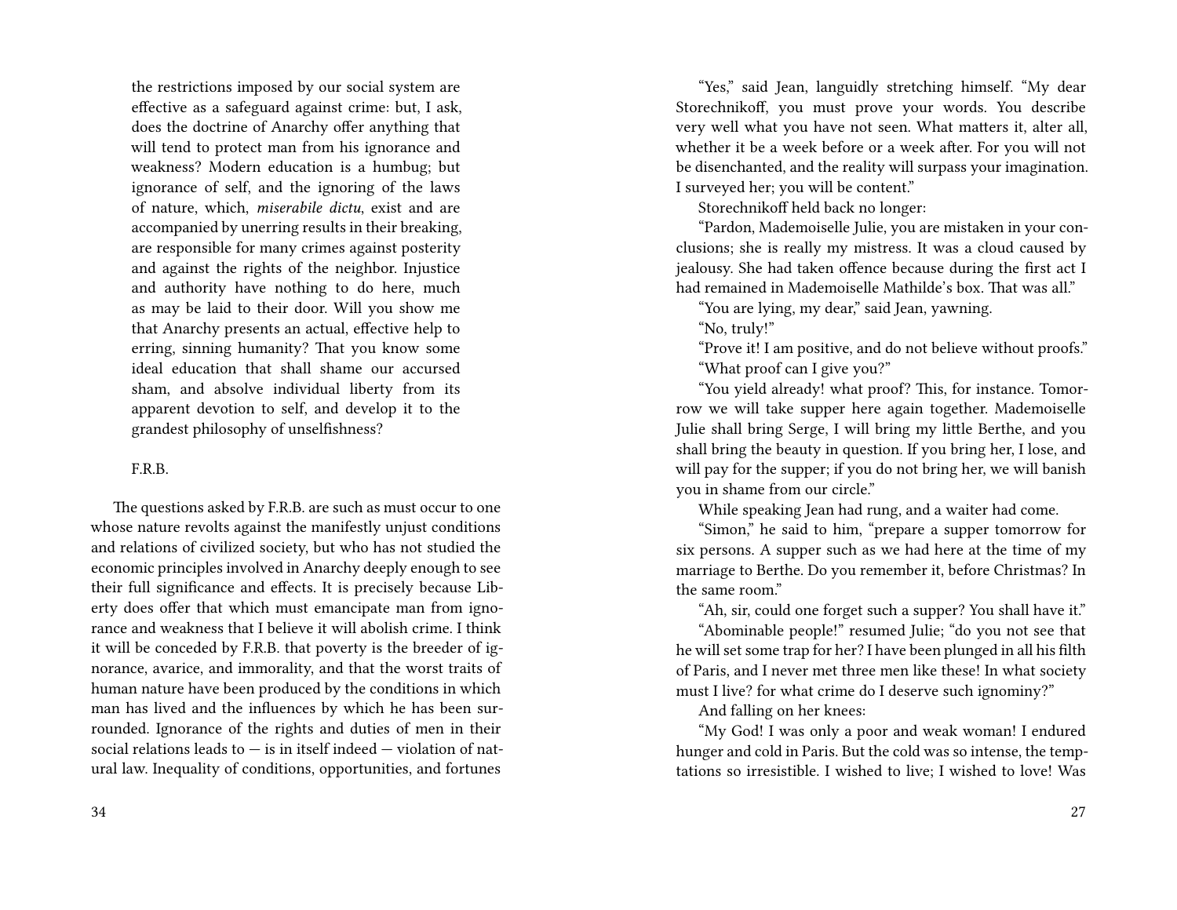the restrictions imposed by our social system are effective as a safeguard against crime: but, I ask, does the doctrine of Anarchy offer anything that will tend to protect man from his ignorance and weakness? Modern education is a humbug; but ignorance of self, and the ignoring of the laws of nature, which, *miserabile dictu*, exist and are accompanied by unerring results in their breaking, are responsible for many crimes against posterity and against the rights of the neighbor. Injustice and authority have nothing to do here, much as may be laid to their door. Will you show me that Anarchy presents an actual, effective help to erring, sinning humanity? That you know some ideal education that shall shame our accursed sham, and absolve individual liberty from its apparent devotion to self, and develop it to the grandest philosophy of unselfishness?

F.R.B.

The questions asked by F.R.B. are such as must occur to one whose nature revolts against the manifestly unjust conditions and relations of civilized society, but who has not studied the economic principles involved in Anarchy deeply enough to see their full significance and effects. It is precisely because Liberty does offer that which must emancipate man from ignorance and weakness that I believe it will abolish crime. I think it will be conceded by F.R.B. that poverty is the breeder of ignorance, avarice, and immorality, and that the worst traits of human nature have been produced by the conditions in which man has lived and the influences by which he has been surrounded. Ignorance of the rights and duties of men in their social relations leads to — is in itself indeed — violation of natural law. Inequality of conditions, opportunities, and fortunes

"Yes," said Jean, languidly stretching himself. "My dear Storechnikoff, you must prove your words. You describe very well what you have not seen. What matters it, alter all, whether it be a week before or a week after. For you will not be disenchanted, and the reality will surpass your imagination. I surveyed her; you will be content."

Storechnikoff held back no longer:

"Pardon, Mademoiselle Julie, you are mistaken in your conclusions; she is really my mistress. It was a cloud caused by jealousy. She had taken offence because during the first act I had remained in Mademoiselle Mathilde's box. That was all."

"You are lying, my dear," said Jean, yawning.

"No, truly!"

"Prove it! I am positive, and do not believe without proofs."

"What proof can I give you?"

"You yield already! what proof? This, for instance. Tomorrow we will take supper here again together. Mademoiselle Julie shall bring Serge, I will bring my little Berthe, and you shall bring the beauty in question. If you bring her, I lose, and will pay for the supper; if you do not bring her, we will banish you in shame from our circle."

While speaking Jean had rung, and a waiter had come.

"Simon," he said to him, "prepare a supper tomorrow for six persons. A supper such as we had here at the time of my marriage to Berthe. Do you remember it, before Christmas? In the same room."

"Ah, sir, could one forget such a supper? You shall have it."

"Abominable people!" resumed Julie; "do you not see that he will set some trap for her? I have been plunged in all his filth of Paris, and I never met three men like these! In what society must I live? for what crime do I deserve such ignominy?"

And falling on her knees:

"My God! I was only a poor and weak woman! I endured hunger and cold in Paris. But the cold was so intense, the temptations so irresistible. I wished to live; I wished to love! Was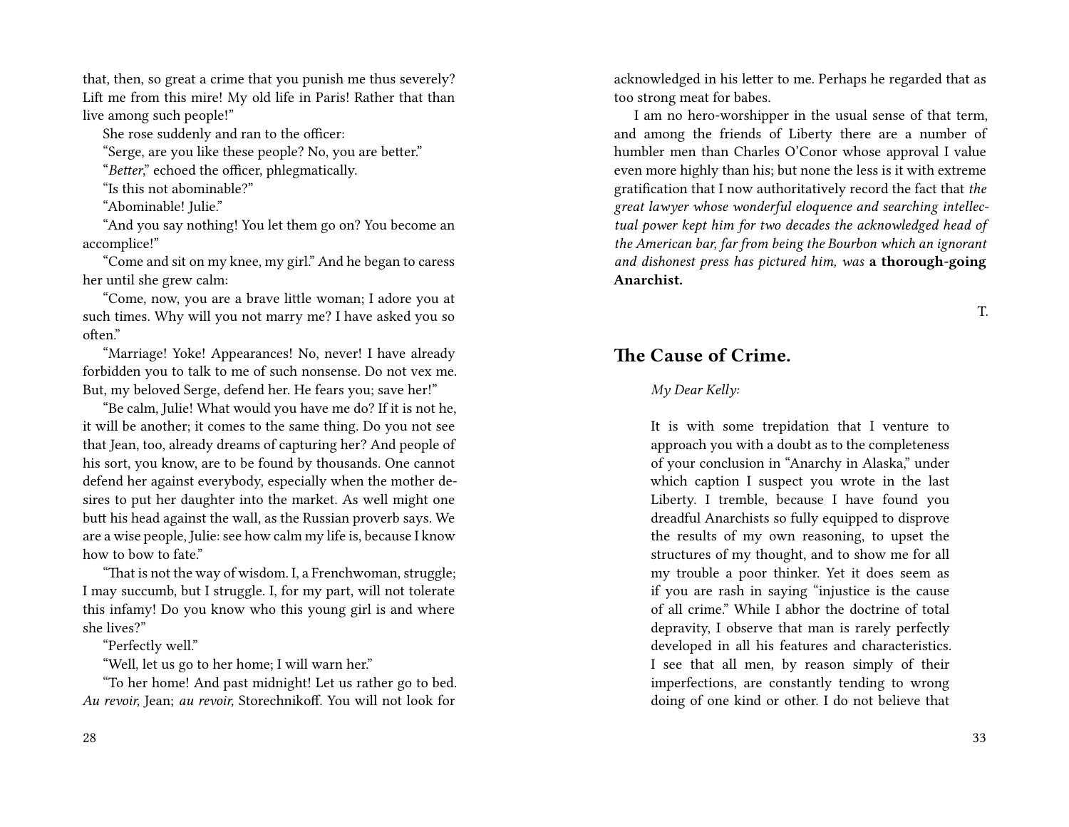that, then, so great a crime that you punish me thus severely? Lift me from this mire! My old life in Paris! Rather that than live among such people!"

She rose suddenly and ran to the officer:

"Serge, are you like these people? No, you are better."

"*Better*," echoed the officer, phlegmatically.

"Is this not abominable?"

"Abominable! Julie."

"And you say nothing! You let them go on? You become an accomplice!"

"Come and sit on my knee, my girl." And he began to caress her until she grew calm:

"Come, now, you are a brave little woman; I adore you at such times. Why will you not marry me? I have asked you so often."

"Marriage! Yoke! Appearances! No, never! I have already forbidden you to talk to me of such nonsense. Do not vex me. But, my beloved Serge, defend her. He fears you; save her!"

"Be calm, Julie! What would you have me do? If it is not he, it will be another; it comes to the same thing. Do you not see that Jean, too, already dreams of capturing her? And people of his sort, you know, are to be found by thousands. One cannot defend her against everybody, especially when the mother desires to put her daughter into the market. As well might one butt his head against the wall, as the Russian proverb says. We are a wise people, Julie: see how calm my life is, because I know how to bow to fate."

"That is not the way of wisdom. I, a Frenchwoman, struggle; I may succumb, but I struggle. I, for my part, will not tolerate this infamy! Do you know who this young girl is and where she lives?"

"Perfectly well."

"Well, let us go to her home; I will warn her."

"To her home! And past midnight! Let us rather go to bed. *Au revoir,* Jean; *au revoir,* Storechnikoff. You will not look for

acknowledged in his letter to me. Perhaps he regarded that as too strong meat for babes.

I am no hero-worshipper in the usual sense of that term, and among the friends of Liberty there are a number of humbler men than Charles O'Conor whose approval I value even more highly than his; but none the less is it with extreme gratification that I now authoritatively record the fact that *the great lawyer whose wonderful eloquence and searching intellectual power kept him for two decades the acknowledged head of the American bar, far from being the Bourbon which an ignorant and dishonest press has pictured him, was* **a thorough-going Anarchist.**

T.

## The Cause of Crime.

*My Dear Kelly:*

> It is with some trepidation that I venture to approach you with a doubt as to the completeness of your conclusion in "Anarchy in Alaska," under which caption I suspect you wrote in the last Liberty. I tremble, because I have found you dreadful Anarchists so fully equipped to disprove the results of my own reasoning, to upset the structures of my thought, and to show me for all my trouble a poor thinker. Yet it does seem as if you are rash in saying "injustice is the cause of all crime." While I abhor the doctrine of total depravity, I observe that man is rarely perfectly developed in all his features and characteristics. I see that all men, by reason simply of their imperfections, are constantly tending to wrong doing of one kind or other. I do not believe that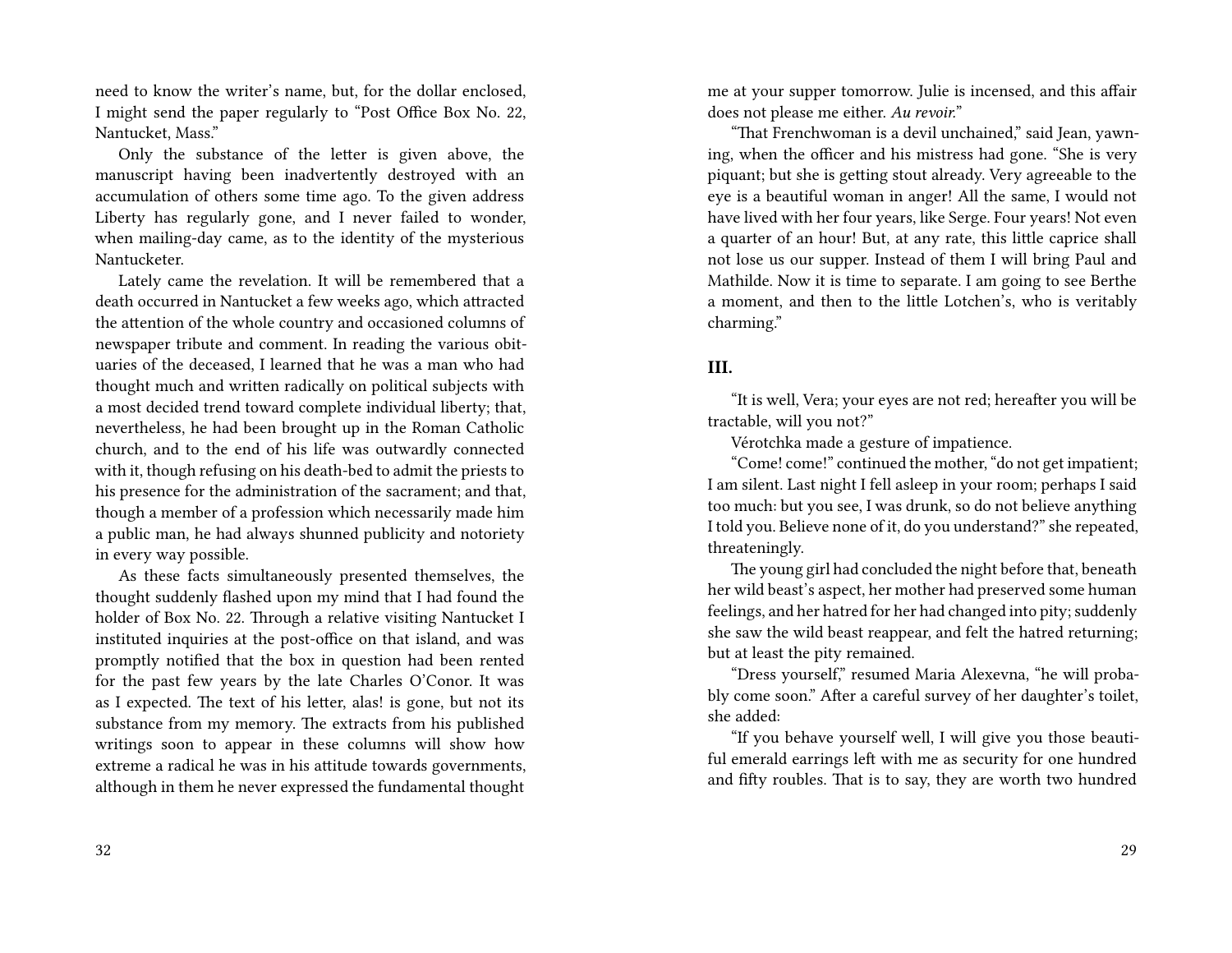need to know the writer's name, but, for the dollar enclosed, I might send the paper regularly to "Post Office Box No. 22, Nantucket, Mass."

Only the substance of the letter is given above, the manuscript having been inadvertently destroyed with an accumulation of others some time ago. To the given address Liberty has regularly gone, and I never failed to wonder, when mailing-day came, as to the identity of the mysterious Nantucketer.

Lately came the revelation. It will be remembered that a death occurred in Nantucket a few weeks ago, which attracted the attention of the whole country and occasioned columns of newspaper tribute and comment. In reading the various obituaries of the deceased, I learned that he was a man who had thought much and written radically on political subjects with a most decided trend toward complete individual liberty; that, nevertheless, he had been brought up in the Roman Catholic church, and to the end of his life was outwardly connected with it, though refusing on his death-bed to admit the priests to his presence for the administration of the sacrament; and that, though a member of a profession which necessarily made him a public man, he had always shunned publicity and notoriety in every way possible.

As these facts simultaneously presented themselves, the thought suddenly flashed upon my mind that I had found the holder of Box No. 22. Through a relative visiting Nantucket I instituted inquiries at the post-office on that island, and was promptly notified that the box in question had been rented for the past few years by the late Charles O'Conor. It was as I expected. The text of his letter, alas! is gone, but not its substance from my memory. The extracts from his published writings soon to appear in these columns will show how extreme a radical he was in his attitude towards governments, although in them he never expressed the fundamental thought

me at your supper tomorrow. Julie is incensed, and this affair does not please me either. *Au revoir.*"

"That Frenchwoman is a devil unchained," said Jean, yawning, when the officer and his mistress had gone. "She is very piquant; but she is getting stout already. Very agreeable to the eye is a beautiful woman in anger! All the same, I would not have lived with her four years, like Serge. Four years! Not even a quarter of an hour! But, at any rate, this little caprice shall not lose us our supper. Instead of them I will bring Paul and Mathilde. Now it is time to separate. I am going to see Berthe a moment, and then to the little Lotchen's, who is veritably charming."

### III.

"It is well, Vera; your eyes are not red; hereafter you will be tractable, will you not?"

Vérotchka made a gesture of impatience.

"Come! come!" continued the mother, "do not get impatient; I am silent. Last night I fell asleep in your room; perhaps I said too much: but you see, I was drunk, so do not believe anything I told you. Believe none of it, do you understand?" she repeated, threateningly.

The young girl had concluded the night before that, beneath her wild beast's aspect, her mother had preserved some human feelings, and her hatred for her had changed into pity; suddenly she saw the wild beast reappear, and felt the hatred returning; but at least the pity remained.

"Dress yourself," resumed Maria Alexevna, "he will probably come soon." After a careful survey of her daughter's toilet, she added:

"If you behave yourself well, I will give you those beautiful emerald earrings left with me as security for one hundred and fifty roubles. That is to say, they are worth two hundred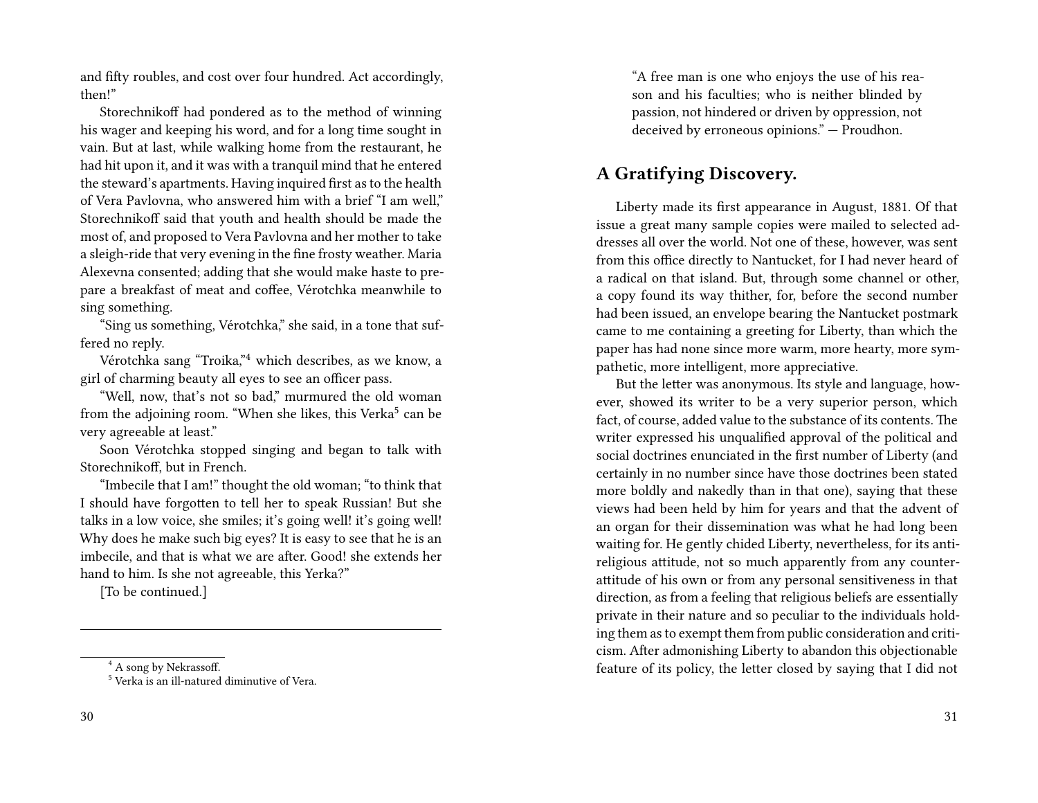and fifty roubles, and cost over four hundred. Act accordingly, then!"

Storechnikoff had pondered as to the method of winning his wager and keeping his word, and for a long time sought in vain. But at last, while walking home from the restaurant, he had hit upon it, and it was with a tranquil mind that he entered the steward's apartments. Having inquired first as to the health of Vera Pavlovna, who answered him with a brief "I am well," Storechnikoff said that youth and health should be made the most of, and proposed to Vera Pavlovna and her mother to take a sleigh-ride that very evening in the fine frosty weather. Maria Alexevna consented; adding that she would make haste to prepare a breakfast of meat and coffee, Vérotchka meanwhile to sing something.

"Sing us something, Vérotchka," she said, in a tone that suffered no reply.

Vérotchka sang "Troika,"[4] which describes, as we know, a girl of charming beauty all eyes to see an officer pass.

"Well, now, that's not so bad," murmured the old woman from the adjoining room. "When she likes, this Verka[5] can be very agreeable at least."

Soon Vérotchka stopped singing and began to talk with Storechnikoff, but in French.

"Imbecile that I am!" thought the old woman; "to think that I should have forgotten to tell her to speak Russian! But she talks in a low voice, she smiles; it's going well! it's going well! Why does he make such big eyes? It is easy to see that he is an imbecile, and that is what we are after. Good! she extends her hand to him. Is she not agreeable, this Yerka?"

[To be continued.]

---

[4] A song by Nekrassoff.

[5] Verka is an ill-natured diminutive of Vera.

> "A free man is one who enjoys the use of his reason and his faculties; who is neither blinded by passion, not hindered or driven by oppression, not deceived by erroneous opinions." — Proudhon.

## A Gratifying Discovery.

Liberty made its first appearance in August, 1881. Of that issue a great many sample copies were mailed to selected addresses all over the world. Not one of these, however, was sent from this office directly to Nantucket, for I had never heard of a radical on that island. But, through some channel or other, a copy found its way thither, for, before the second number had been issued, an envelope bearing the Nantucket postmark came to me containing a greeting for Liberty, than which the paper has had none since more warm, more hearty, more sympathetic, more intelligent, more appreciative.

But the letter was anonymous. Its style and language, however, showed its writer to be a very superior person, which fact, of course, added value to the substance of its contents. The writer expressed his unqualified approval of the political and social doctrines enunciated in the first number of Liberty (and certainly in no number since have those doctrines been stated more boldly and nakedly than in that one), saying that these views had been held by him for years and that the advent of an organ for their dissemination was what he had long been waiting for. He gently chided Liberty, nevertheless, for its antireligious attitude, not so much apparently from any counterattitude of his own or from any personal sensitiveness in that direction, as from a feeling that religious beliefs are essentially private in their nature and so peculiar to the individuals holding them as to exempt them from public consideration and criticism. After admonishing Liberty to abandon this objectionable feature of its policy, the letter closed by saying that I did not